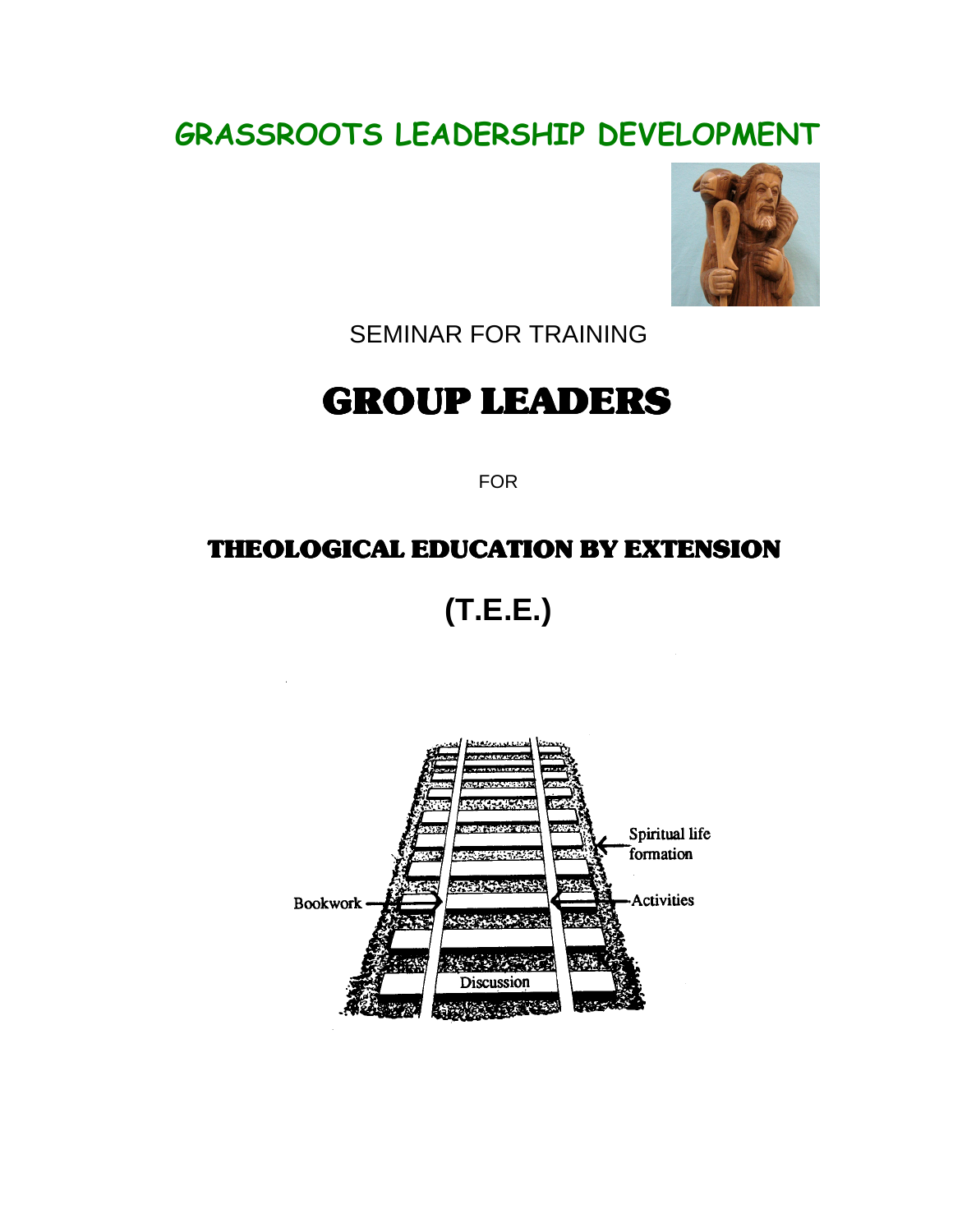# GRASSROOTS LEADERSHIP DEVELOPMENT

SEMINAR FOR TRAINING

# GROUP LEADERS

FOR

## THEOLOGICAL EDUCATION BY EXTENSION

## (T.E.E.)

Spiritual life formation

Bookwork

Activities

Discussion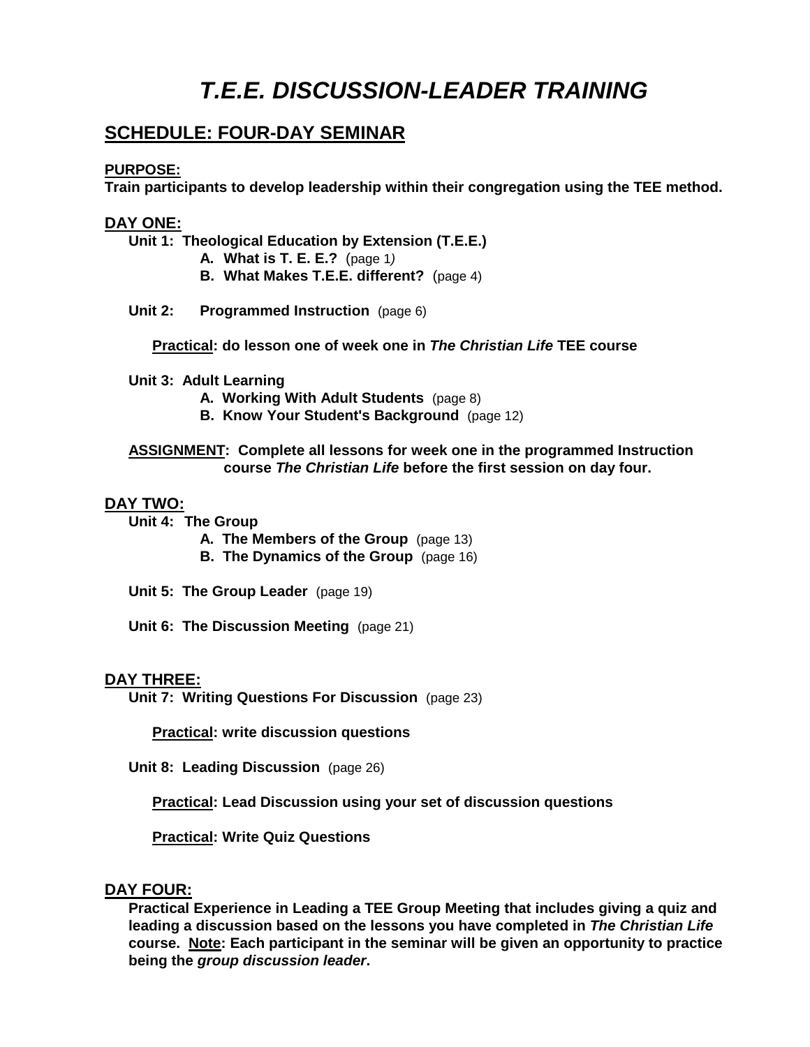# *T.E.E. DISCUSSION-LEADER TRAINING*

## SCHEDULE: FOUR-DAY SEMINAR

**PURPOSE:**
**Train participants to develop leadership within their congregation using the TEE method.**

**DAY ONE:**

**Unit 1: Theological Education by Extension (T.E.E.)**

- **A. What is T. E. E.?** (page 1)
- **B. What Makes T.E.E. different?** (page 4)

**Unit 2: Programmed Instruction** (page 6)

**Practical: do lesson one of week one in *The Christian Life* TEE course**

**Unit 3: Adult Learning**

- **A. Working With Adult Students** (page 8)
- **B. Know Your Student's Background** (page 12)

**ASSIGNMENT: Complete all lessons for week one in the programmed Instruction course *The Christian Life* before the first session on day four.**

**DAY TWO:**

**Unit 4: The Group**

- **A. The Members of the Group** (page 13)
- **B. The Dynamics of the Group** (page 16)

**Unit 5: The Group Leader** (page 19)

**Unit 6: The Discussion Meeting** (page 21)

**DAY THREE:**

**Unit 7: Writing Questions For Discussion** (page 23)

**Practical: write discussion questions**

**Unit 8: Leading Discussion** (page 26)

**Practical: Lead Discussion using your set of discussion questions**

**Practical: Write Quiz Questions**

**DAY FOUR:**

**Practical Experience in Leading a TEE Group Meeting that includes giving a quiz and leading a discussion based on the lessons you have completed in *The Christian Life* course. Note: Each participant in the seminar will be given an opportunity to practice being the *group discussion leader*.**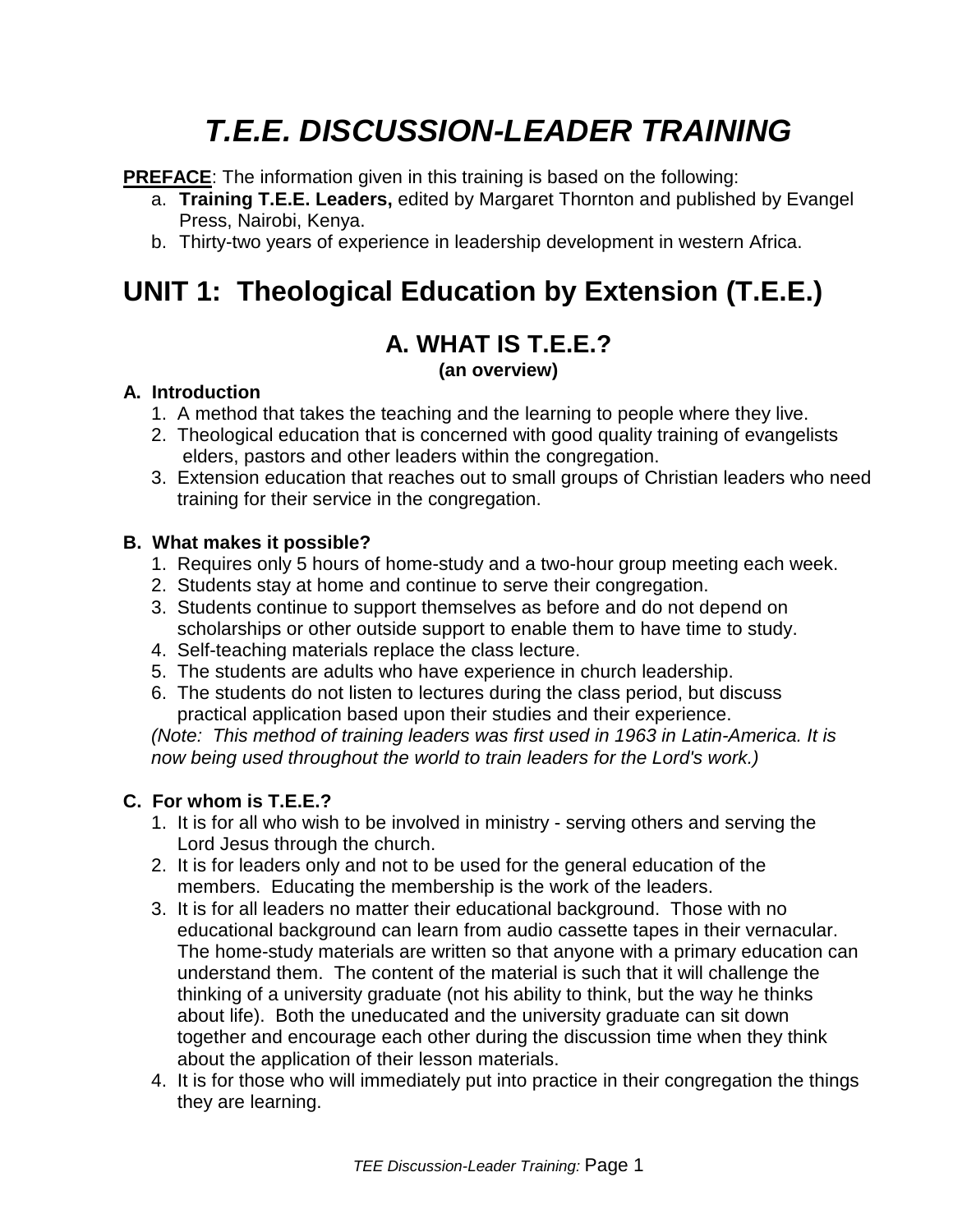# *T.E.E. DISCUSSION-LEADER TRAINING*

**PREFACE**: The information given in this training is based on the following:

a. **Training T.E.E. Leaders,** edited by Margaret Thornton and published by Evangel Press, Nairobi, Kenya.
b. Thirty-two years of experience in leadership development in western Africa.

# UNIT 1: Theological Education by Extension (T.E.E.)

## A. WHAT IS T.E.E.?

**(an overview)**

### A. Introduction

1. A method that takes the teaching and the learning to people where they live.
2. Theological education that is concerned with good quality training of evangelists elders, pastors and other leaders within the congregation.
3. Extension education that reaches out to small groups of Christian leaders who need training for their service in the congregation.

### B. What makes it possible?

1. Requires only 5 hours of home-study and a two-hour group meeting each week.
2. Students stay at home and continue to serve their congregation.
3. Students continue to support themselves as before and do not depend on scholarships or other outside support to enable them to have time to study.
4. Self-teaching materials replace the class lecture.
5. The students are adults who have experience in church leadership.
6. The students do not listen to lectures during the class period, but discuss practical application based upon their studies and their experience.

*(Note: This method of training leaders was first used in 1963 in Latin-America. It is now being used throughout the world to train leaders for the Lord's work.)*

### C. For whom is T.E.E.?

1. It is for all who wish to be involved in ministry - serving others and serving the Lord Jesus through the church.
2. It is for leaders only and not to be used for the general education of the members. Educating the membership is the work of the leaders.
3. It is for all leaders no matter their educational background. Those with no educational background can learn from audio cassette tapes in their vernacular. The home-study materials are written so that anyone with a primary education can understand them. The content of the material is such that it will challenge the thinking of a university graduate (not his ability to think, but the way he thinks about life). Both the uneducated and the university graduate can sit down together and encourage each other during the discussion time when they think about the application of their lesson materials.
4. It is for those who will immediately put into practice in their congregation the things they are learning.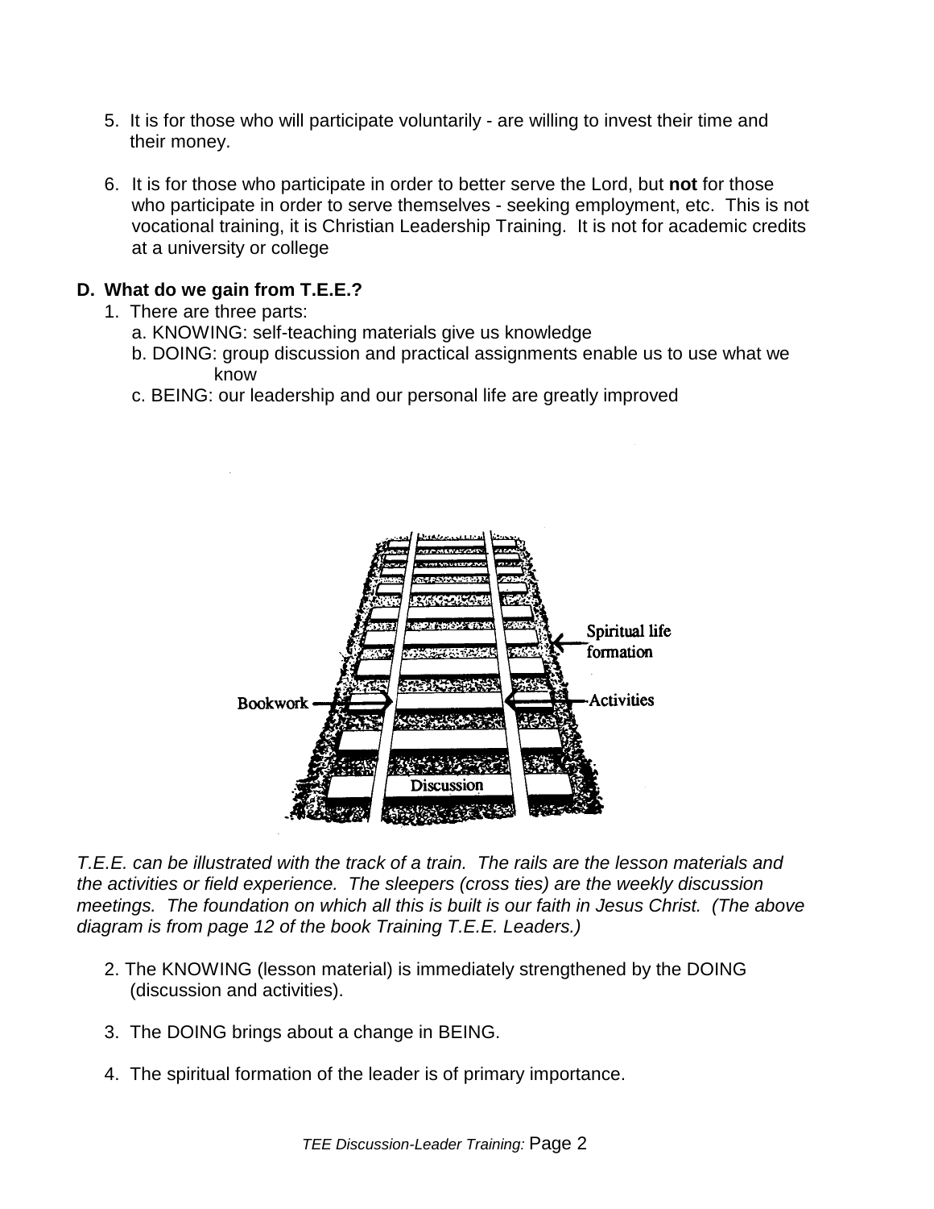5. It is for those who will participate voluntarily - are willing to invest their time and their money.

6. It is for those who participate in order to better serve the Lord, but **not** for those who participate in order to serve themselves - seeking employment, etc. This is not vocational training, it is Christian Leadership Training. It is not for academic credits at a university or college

**D. What do we gain from T.E.E.?**

1. There are three parts:
   a. KNOWING: self-teaching materials give us knowledge
   b. DOING: group discussion and practical assignments enable us to use what we know
   c. BEING: our leadership and our personal life are greatly improved

Spiritual life formation

Bookwork

Activities

Discussion

*T.E.E. can be illustrated with the track of a train. The rails are the lesson materials and the activities or field experience. The sleepers (cross ties) are the weekly discussion meetings. The foundation on which all this is built is our faith in Jesus Christ. (The above diagram is from page 12 of the book Training T.E.E. Leaders.)*

2. The KNOWING (lesson material) is immediately strengthened by the DOING (discussion and activities).

3. The DOING brings about a change in BEING.

4. The spiritual formation of the leader is of primary importance.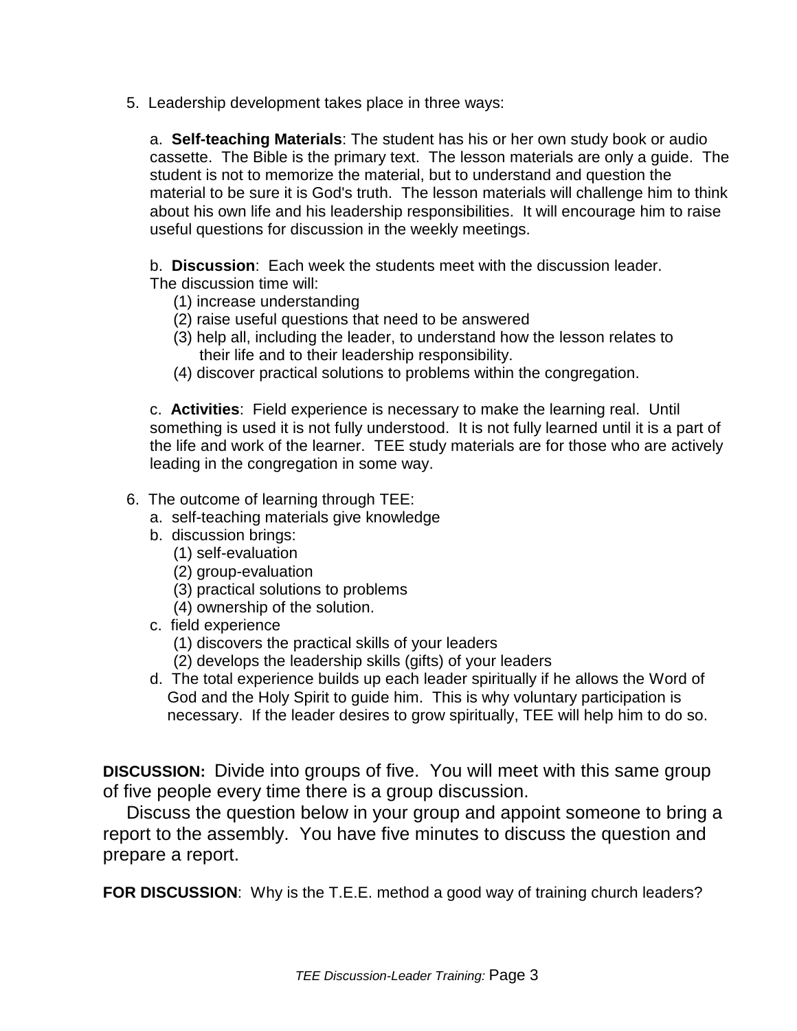5. Leadership development takes place in three ways:

   a. **Self-teaching Materials**: The student has his or her own study book or audio cassette. The Bible is the primary text. The lesson materials are only a guide. The student is not to memorize the material, but to understand and question the material to be sure it is God's truth. The lesson materials will challenge him to think about his own life and his leadership responsibilities. It will encourage him to raise useful questions for discussion in the weekly meetings.

   b. **Discussion**: Each week the students meet with the discussion leader. The discussion time will:
      (1) increase understanding
      (2) raise useful questions that need to be answered
      (3) help all, including the leader, to understand how the lesson relates to their life and to their leadership responsibility.
      (4) discover practical solutions to problems within the congregation.

   c. **Activities**: Field experience is necessary to make the learning real. Until something is used it is not fully understood. It is not fully learned until it is a part of the life and work of the learner. TEE study materials are for those who are actively leading in the congregation in some way.

6. The outcome of learning through TEE:
   a. self-teaching materials give knowledge
   b. discussion brings:
      (1) self-evaluation
      (2) group-evaluation
      (3) practical solutions to problems
      (4) ownership of the solution.
   c. field experience
      (1) discovers the practical skills of your leaders
      (2) develops the leadership skills (gifts) of your leaders
   d. The total experience builds up each leader spiritually if he allows the Word of God and the Holy Spirit to guide him. This is why voluntary participation is necessary. If the leader desires to grow spiritually, TEE will help him to do so.

**DISCUSSION:** Divide into groups of five. You will meet with this same group of five people every time there is a group discussion.

Discuss the question below in your group and appoint someone to bring a report to the assembly. You have five minutes to discuss the question and prepare a report.

**FOR DISCUSSION**: Why is the T.E.E. method a good way of training church leaders?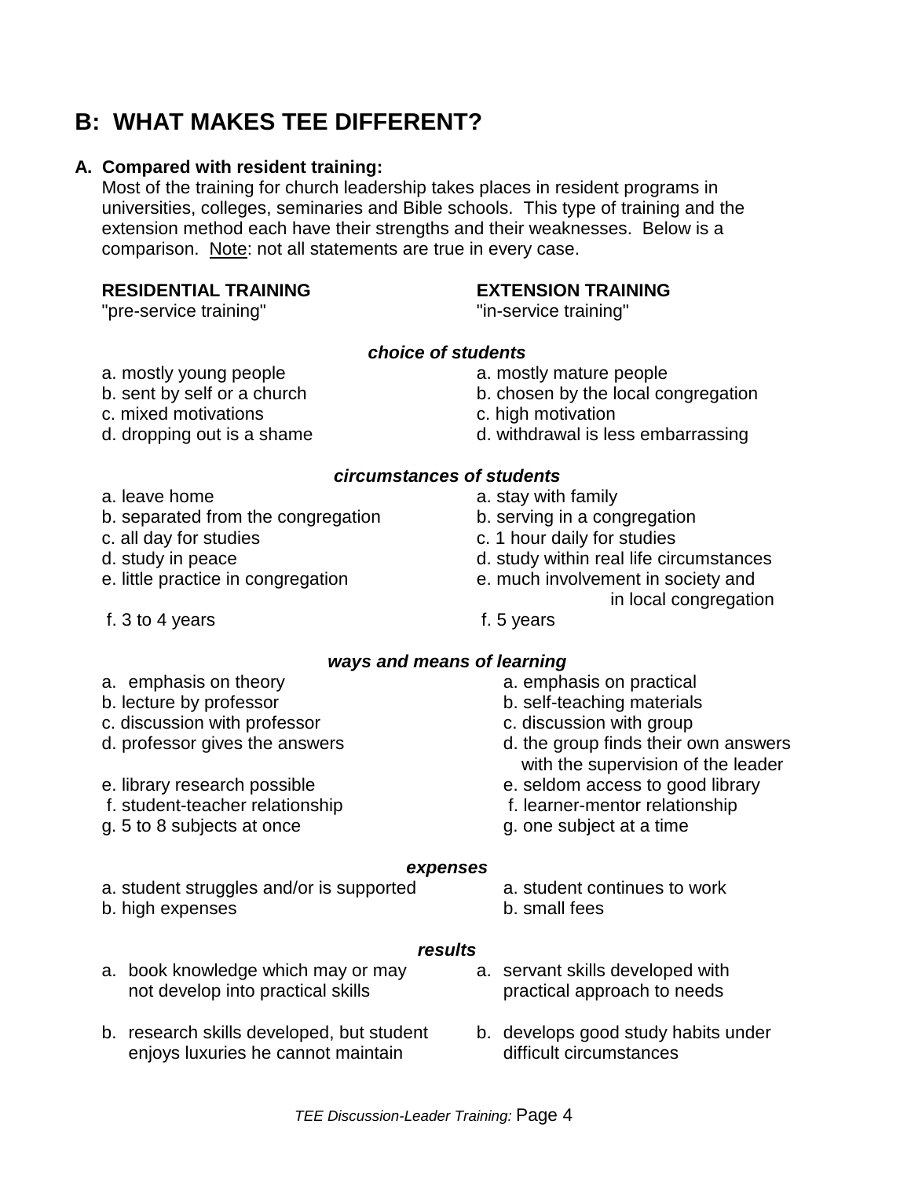## B: WHAT MAKES TEE DIFFERENT?

**A. Compared with resident training:**

Most of the training for church leadership takes places in resident programs in universities, colleges, seminaries and Bible schools. This type of training and the extension method each have their strengths and their weaknesses. Below is a comparison. Note: not all statements are true in every case.

| **RESIDENTIAL TRAINING**<br>"pre-service training" | **EXTENSION TRAINING**<br>"in-service training" |
|---|---|
| ***choice of students*** | |
| a. mostly young people | a. mostly mature people |
| b. sent by self or a church | b. chosen by the local congregation |
| c. mixed motivations | c. high motivation |
| d. dropping out is a shame | d. withdrawal is less embarrassing |
| ***circumstances of students*** | |
| a. leave home | a. stay with family |
| b. separated from the congregation | b. serving in a congregation |
| c. all day for studies | c. 1 hour daily for studies |
| d. study in peace | d. study within real life circumstances |
| e. little practice in congregation | e. much involvement in society and in local congregation |
| f. 3 to 4 years | f. 5 years |
| ***ways and means of learning*** | |
| a. emphasis on theory | a. emphasis on practical |
| b. lecture by professor | b. self-teaching materials |
| c. discussion with professor | c. discussion with group |
| d. professor gives the answers | d. the group finds their own answers with the supervision of the leader |
| e. library research possible | e. seldom access to good library |
| f. student-teacher relationship | f. learner-mentor relationship |
| g. 5 to 8 subjects at once | g. one subject at a time |
| ***expenses*** | |
| a. student struggles and/or is supported | a. student continues to work |
| b. high expenses | b. small fees |
| ***results*** | |
| a. book knowledge which may or may not develop into practical skills | a. servant skills developed with practical approach to needs |
| b. research skills developed, but student enjoys luxuries he cannot maintain | b. develops good study habits under difficult circumstances |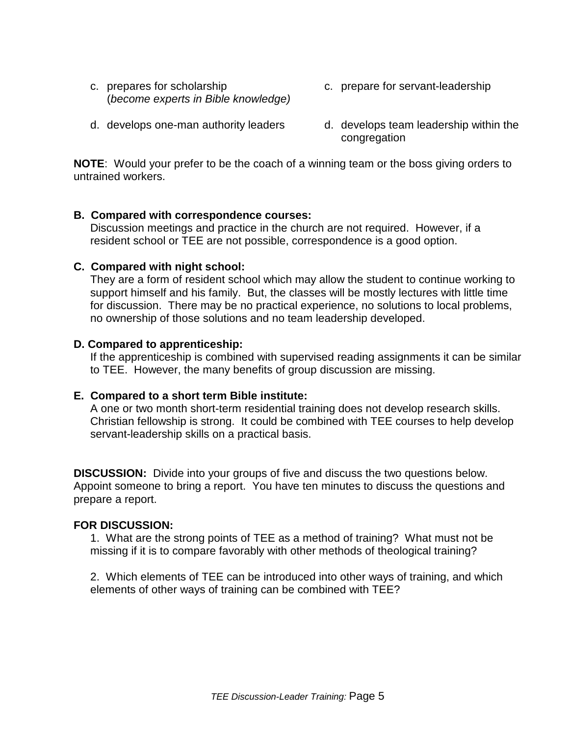| | |
|---|---|
| c. prepares for scholarship (*become experts in Bible knowledge)* | c. prepare for servant-leadership |
| d. develops one-man authority leaders | d. develops team leadership within the congregation |

**NOTE**: Would your prefer to be the coach of a winning team or the boss giving orders to untrained workers.

**B. Compared with correspondence courses:**
Discussion meetings and practice in the church are not required. However, if a resident school or TEE are not possible, correspondence is a good option.

**C. Compared with night school:**
They are a form of resident school which may allow the student to continue working to support himself and his family. But, the classes will be mostly lectures with little time for discussion. There may be no practical experience, no solutions to local problems, no ownership of those solutions and no team leadership developed.

**D. Compared to apprenticeship:**
If the apprenticeship is combined with supervised reading assignments it can be similar to TEE. However, the many benefits of group discussion are missing.

**E. Compared to a short term Bible institute:**
A one or two month short-term residential training does not develop research skills. Christian fellowship is strong. It could be combined with TEE courses to help develop servant-leadership skills on a practical basis.

**DISCUSSION:** Divide into your groups of five and discuss the two questions below. Appoint someone to bring a report. You have ten minutes to discuss the questions and prepare a report.

**FOR DISCUSSION:**

1. What are the strong points of TEE as a method of training? What must not be missing if it is to compare favorably with other methods of theological training?

2. Which elements of TEE can be introduced into other ways of training, and which elements of other ways of training can be combined with TEE?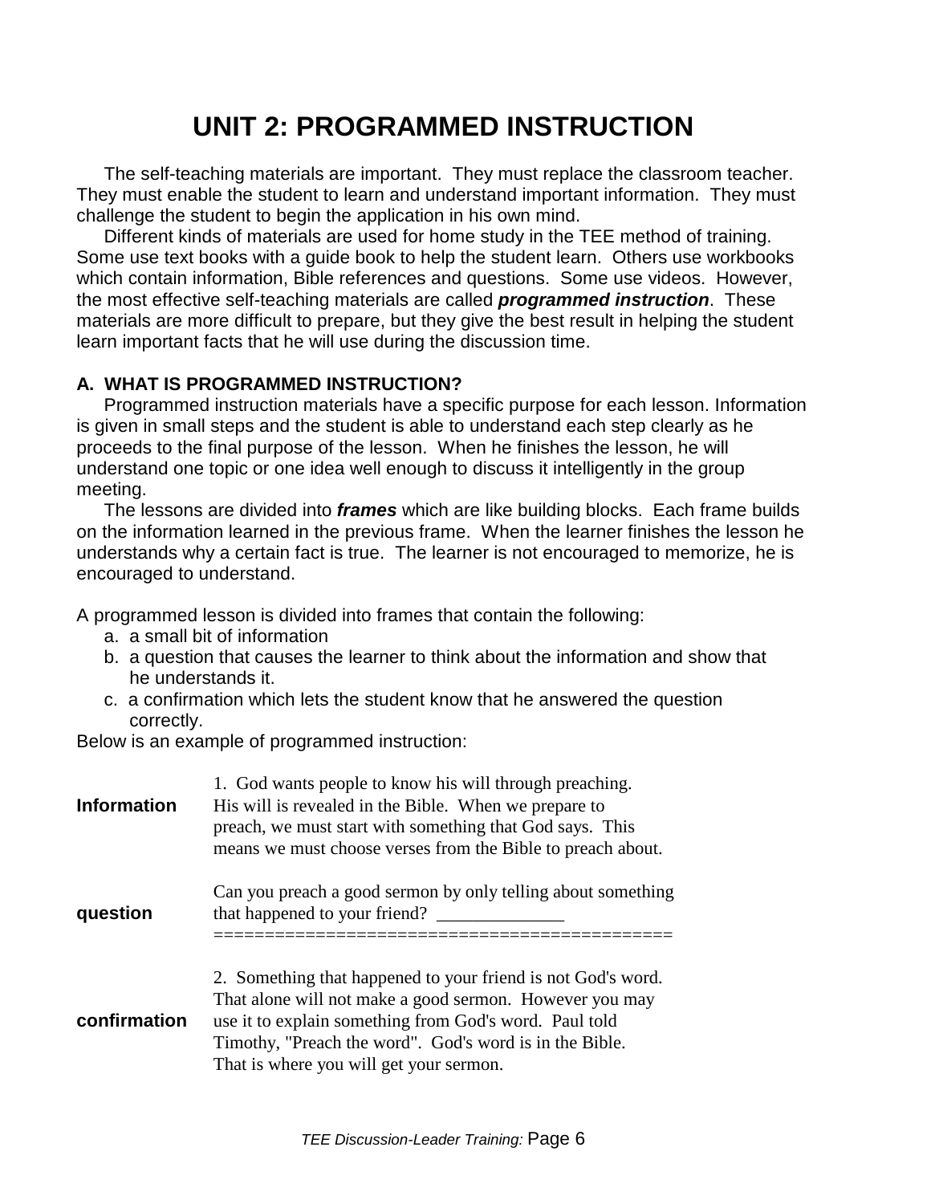# UNIT 2: PROGRAMMED INSTRUCTION

The self-teaching materials are important. They must replace the classroom teacher. They must enable the student to learn and understand important information. They must challenge the student to begin the application in his own mind.

Different kinds of materials are used for home study in the TEE method of training. Some use text books with a guide book to help the student learn. Others use workbooks which contain information, Bible references and questions. Some use videos. However, the most effective self-teaching materials are called ***programmed instruction***. These materials are more difficult to prepare, but they give the best result in helping the student learn important facts that he will use during the discussion time.

### A. WHAT IS PROGRAMMED INSTRUCTION?

Programmed instruction materials have a specific purpose for each lesson. Information is given in small steps and the student is able to understand each step clearly as he proceeds to the final purpose of the lesson. When he finishes the lesson, he will understand one topic or one idea well enough to discuss it intelligently in the group meeting.

The lessons are divided into ***frames*** which are like building blocks. Each frame builds on the information learned in the previous frame. When the learner finishes the lesson he understands why a certain fact is true. The learner is not encouraged to memorize, he is encouraged to understand.

A programmed lesson is divided into frames that contain the following:

a. a small bit of information
b. a question that causes the learner to think about the information and show that he understands it.
c. a confirmation which lets the student know that he answered the question correctly.

Below is an example of programmed instruction:

| | |
|---|---|
| **Information** | 1. God wants people to know his will through preaching. His will is revealed in the Bible. When we prepare to preach, we must start with something that God says. This means we must choose verses from the Bible to preach about. |
| **question** | Can you preach a good sermon by only telling about something that happened to your friend? _____________ |
| | ============================================= |
| **confirmation** | 2. Something that happened to your friend is not God's word. That alone will not make a good sermon. However you may use it to explain something from God's word. Paul told Timothy, "Preach the word". God's word is in the Bible. That is where you will get your sermon. |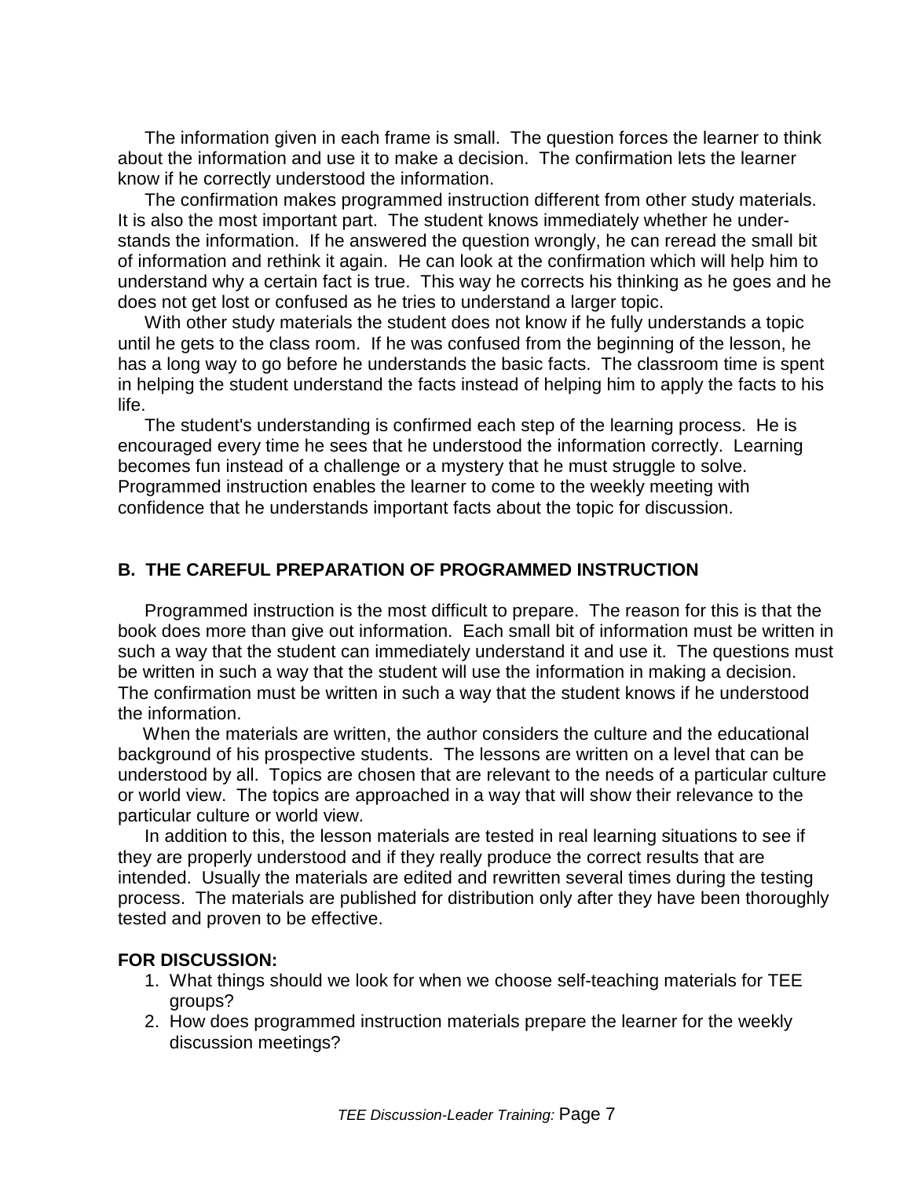The information given in each frame is small. The question forces the learner to think about the information and use it to make a decision. The confirmation lets the learner know if he correctly understood the information.

The confirmation makes programmed instruction different from other study materials. It is also the most important part. The student knows immediately whether he understands the information. If he answered the question wrongly, he can reread the small bit of information and rethink it again. He can look at the confirmation which will help him to understand why a certain fact is true. This way he corrects his thinking as he goes and he does not get lost or confused as he tries to understand a larger topic.

With other study materials the student does not know if he fully understands a topic until he gets to the class room. If he was confused from the beginning of the lesson, he has a long way to go before he understands the basic facts. The classroom time is spent in helping the student understand the facts instead of helping him to apply the facts to his life.

The student's understanding is confirmed each step of the learning process. He is encouraged every time he sees that he understood the information correctly. Learning becomes fun instead of a challenge or a mystery that he must struggle to solve. Programmed instruction enables the learner to come to the weekly meeting with confidence that he understands important facts about the topic for discussion.

## B. THE CAREFUL PREPARATION OF PROGRAMMED INSTRUCTION

Programmed instruction is the most difficult to prepare. The reason for this is that the book does more than give out information. Each small bit of information must be written in such a way that the student can immediately understand it and use it. The questions must be written in such a way that the student will use the information in making a decision. The confirmation must be written in such a way that the student knows if he understood the information.

When the materials are written, the author considers the culture and the educational background of his prospective students. The lessons are written on a level that can be understood by all. Topics are chosen that are relevant to the needs of a particular culture or world view. The topics are approached in a way that will show their relevance to the particular culture or world view.

In addition to this, the lesson materials are tested in real learning situations to see if they are properly understood and if they really produce the correct results that are intended. Usually the materials are edited and rewritten several times during the testing process. The materials are published for distribution only after they have been thoroughly tested and proven to be effective.

**FOR DISCUSSION:**

1. What things should we look for when we choose self-teaching materials for TEE groups?
2. How does programmed instruction materials prepare the learner for the weekly discussion meetings?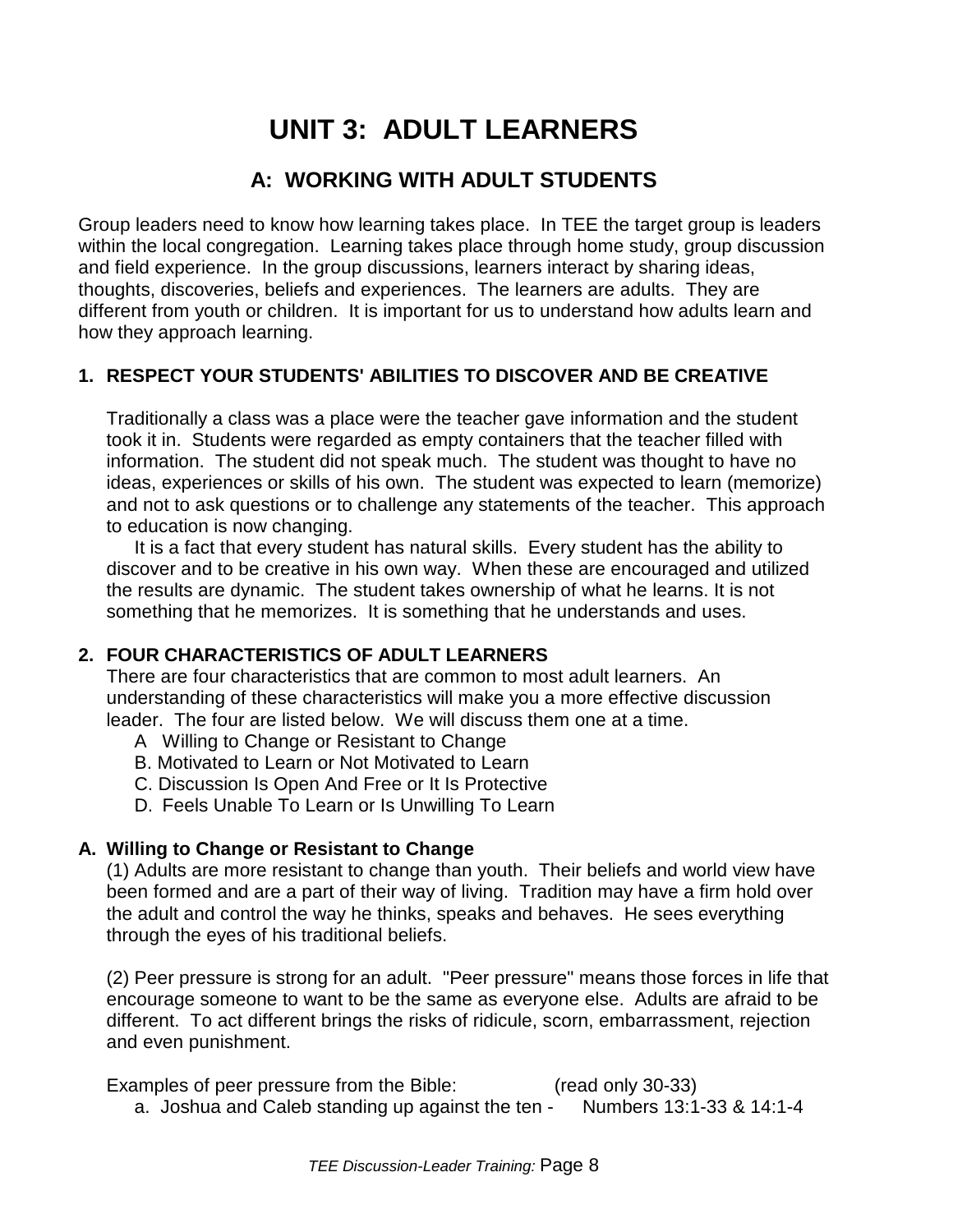# UNIT 3: ADULT LEARNERS

## A: WORKING WITH ADULT STUDENTS

Group leaders need to know how learning takes place. In TEE the target group is leaders within the local congregation. Learning takes place through home study, group discussion and field experience. In the group discussions, learners interact by sharing ideas, thoughts, discoveries, beliefs and experiences. The learners are adults. They are different from youth or children. It is important for us to understand how adults learn and how they approach learning.

### 1. RESPECT YOUR STUDENTS' ABILITIES TO DISCOVER AND BE CREATIVE

Traditionally a class was a place were the teacher gave information and the student took it in. Students were regarded as empty containers that the teacher filled with information. The student did not speak much. The student was thought to have no ideas, experiences or skills of his own. The student was expected to learn (memorize) and not to ask questions or to challenge any statements of the teacher. This approach to education is now changing.

It is a fact that every student has natural skills. Every student has the ability to discover and to be creative in his own way. When these are encouraged and utilized the results are dynamic. The student takes ownership of what he learns. It is not something that he memorizes. It is something that he understands and uses.

### 2. FOUR CHARACTERISTICS OF ADULT LEARNERS

There are four characteristics that are common to most adult learners. An understanding of these characteristics will make you a more effective discussion leader. The four are listed below. We will discuss them one at a time.

A Willing to Change or Resistant to Change
B. Motivated to Learn or Not Motivated to Learn
C. Discussion Is Open And Free or It Is Protective
D. Feels Unable To Learn or Is Unwilling To Learn

**A. Willing to Change or Resistant to Change**

(1) Adults are more resistant to change than youth. Their beliefs and world view have been formed and are a part of their way of living. Tradition may have a firm hold over the adult and control the way he thinks, speaks and behaves. He sees everything through the eyes of his traditional beliefs.

(2) Peer pressure is strong for an adult. "Peer pressure" means those forces in life that encourage someone to want to be the same as everyone else. Adults are afraid to be different. To act different brings the risks of ridicule, scorn, embarrassment, rejection and even punishment.

Examples of peer pressure from the Bible: (read only 30-33)

a. Joshua and Caleb standing up against the ten - Numbers 13:1-33 & 14:1-4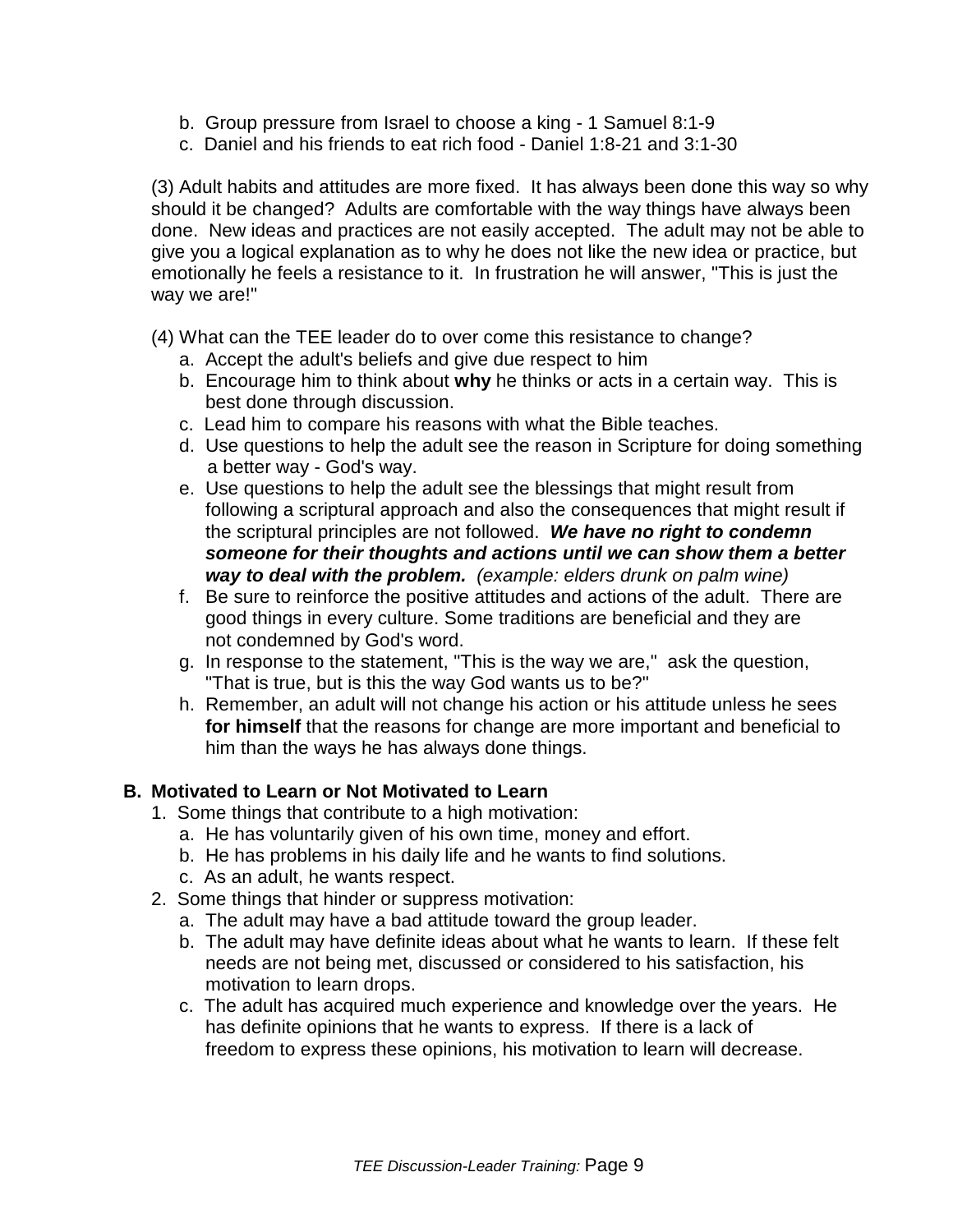b. Group pressure from Israel to choose a king - 1 Samuel 8:1-9
c. Daniel and his friends to eat rich food - Daniel 1:8-21 and 3:1-30

(3) Adult habits and attitudes are more fixed. It has always been done this way so why should it be changed? Adults are comfortable with the way things have always been done. New ideas and practices are not easily accepted. The adult may not be able to give you a logical explanation as to why he does not like the new idea or practice, but emotionally he feels a resistance to it. In frustration he will answer, "This is just the way we are!"

(4) What can the TEE leader do to over come this resistance to change?

a. Accept the adult's beliefs and give due respect to him
b. Encourage him to think about **why** he thinks or acts in a certain way. This is best done through discussion.
c. Lead him to compare his reasons with what the Bible teaches.
d. Use questions to help the adult see the reason in Scripture for doing something a better way - God's way.
e. Use questions to help the adult see the blessings that might result from following a scriptural approach and also the consequences that might result if the scriptural principles are not followed. ***We have no right to condemn someone for their thoughts and actions until we can show them a better way to deal with the problem.*** *(example: elders drunk on palm wine)*
f. Be sure to reinforce the positive attitudes and actions of the adult. There are good things in every culture. Some traditions are beneficial and they are not condemned by God's word.
g. In response to the statement, "This is the way we are," ask the question, "That is true, but is this the way God wants us to be?"
h. Remember, an adult will not change his action or his attitude unless he sees **for himself** that the reasons for change are more important and beneficial to him than the ways he has always done things.

### B. Motivated to Learn or Not Motivated to Learn

1. Some things that contribute to a high motivation:
   a. He has voluntarily given of his own time, money and effort.
   b. He has problems in his daily life and he wants to find solutions.
   c. As an adult, he wants respect.
2. Some things that hinder or suppress motivation:
   a. The adult may have a bad attitude toward the group leader.
   b. The adult may have definite ideas about what he wants to learn. If these felt needs are not being met, discussed or considered to his satisfaction, his motivation to learn drops.
   c. The adult has acquired much experience and knowledge over the years. He has definite opinions that he wants to express. If there is a lack of freedom to express these opinions, his motivation to learn will decrease.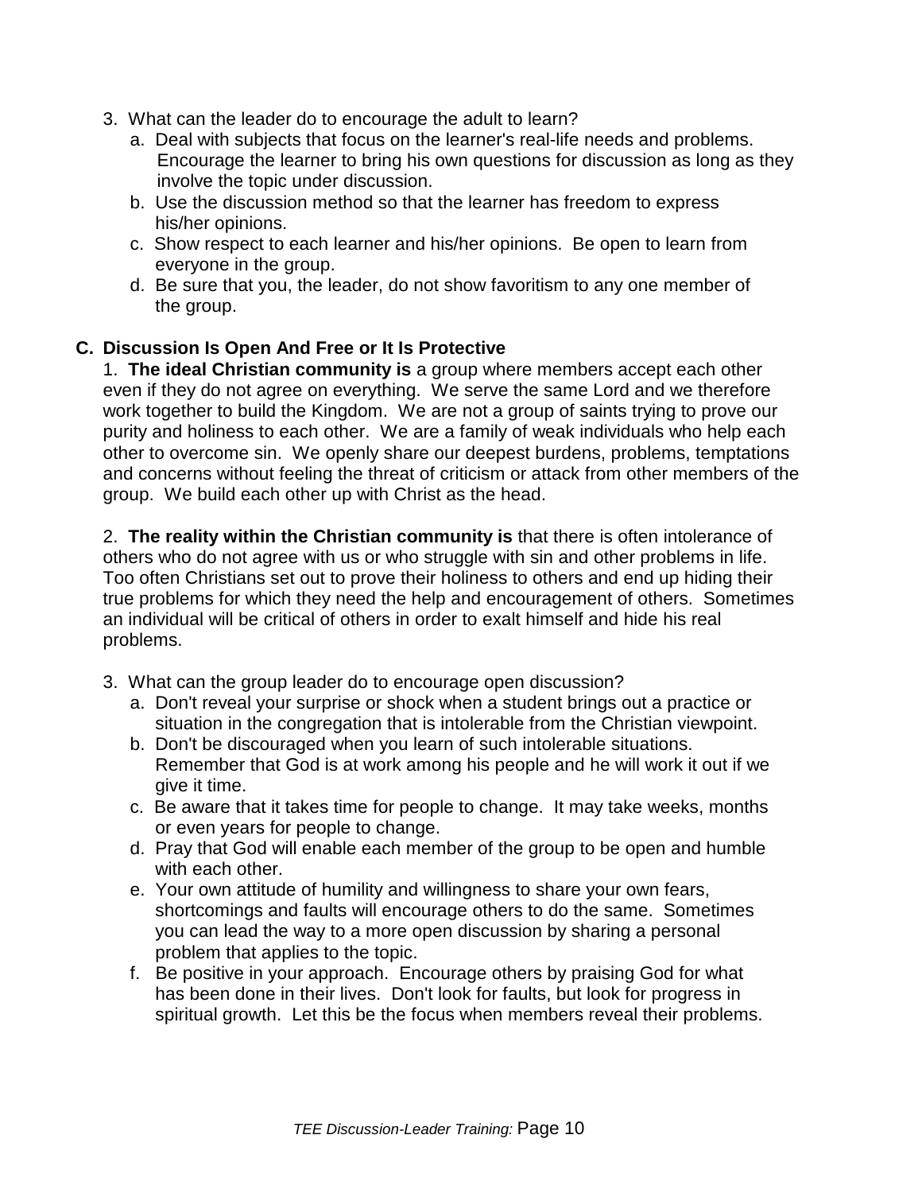3. What can the leader do to encourage the adult to learn?
   a. Deal with subjects that focus on the learner's real-life needs and problems. Encourage the learner to bring his own questions for discussion as long as they involve the topic under discussion.
   b. Use the discussion method so that the learner has freedom to express his/her opinions.
   c. Show respect to each learner and his/her opinions. Be open to learn from everyone in the group.
   d. Be sure that you, the leader, do not show favoritism to any one member of the group.

## C. Discussion Is Open And Free or It Is Protective

1. **The ideal Christian community is** a group where members accept each other even if they do not agree on everything. We serve the same Lord and we therefore work together to build the Kingdom. We are not a group of saints trying to prove our purity and holiness to each other. We are a family of weak individuals who help each other to overcome sin. We openly share our deepest burdens, problems, temptations and concerns without feeling the threat of criticism or attack from other members of the group. We build each other up with Christ as the head.

2. **The reality within the Christian community is** that there is often intolerance of others who do not agree with us or who struggle with sin and other problems in life. Too often Christians set out to prove their holiness to others and end up hiding their true problems for which they need the help and encouragement of others. Sometimes an individual will be critical of others in order to exalt himself and hide his real problems.

3. What can the group leader do to encourage open discussion?
   a. Don't reveal your surprise or shock when a student brings out a practice or situation in the congregation that is intolerable from the Christian viewpoint.
   b. Don't be discouraged when you learn of such intolerable situations. Remember that God is at work among his people and he will work it out if we give it time.
   c. Be aware that it takes time for people to change. It may take weeks, months or even years for people to change.
   d. Pray that God will enable each member of the group to be open and humble with each other.
   e. Your own attitude of humility and willingness to share your own fears, shortcomings and faults will encourage others to do the same. Sometimes you can lead the way to a more open discussion by sharing a personal problem that applies to the topic.
   f. Be positive in your approach. Encourage others by praising God for what has been done in their lives. Don't look for faults, but look for progress in spiritual growth. Let this be the focus when members reveal their problems.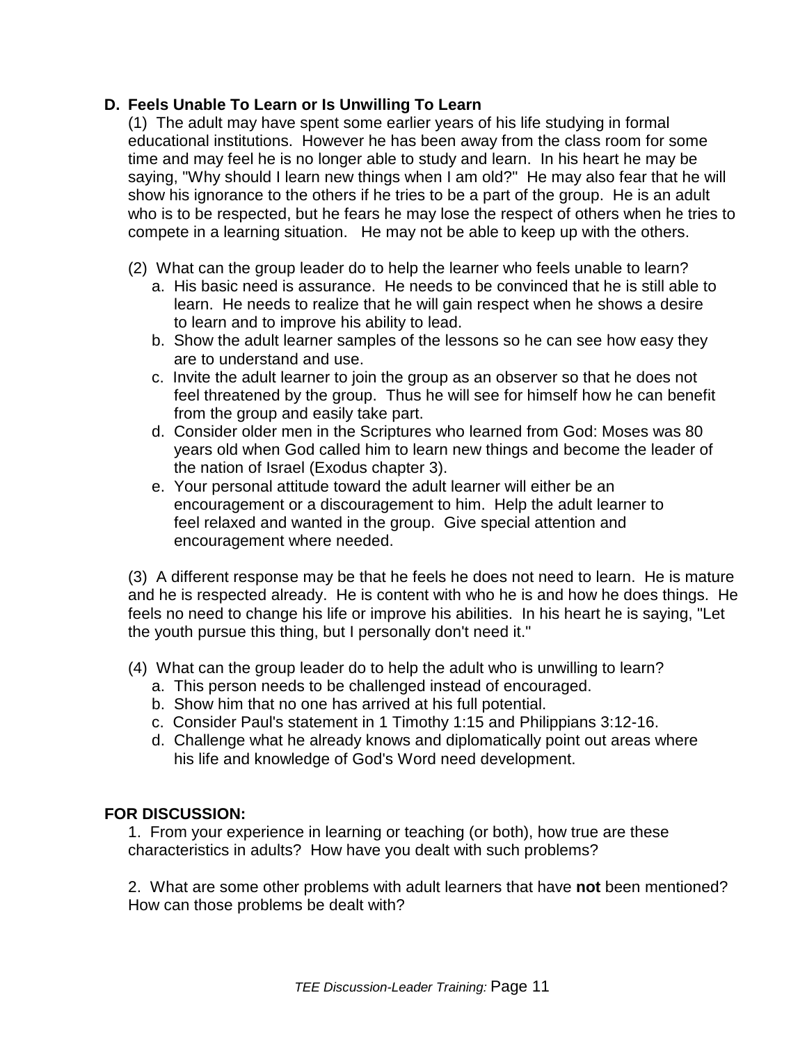### D. Feels Unable To Learn or Is Unwilling To Learn

(1) The adult may have spent some earlier years of his life studying in formal educational institutions. However he has been away from the class room for some time and may feel he is no longer able to study and learn. In his heart he may be saying, "Why should I learn new things when I am old?" He may also fear that he will show his ignorance to the others if he tries to be a part of the group. He is an adult who is to be respected, but he fears he may lose the respect of others when he tries to compete in a learning situation. He may not be able to keep up with the others.

(2) What can the group leader do to help the learner who feels unable to learn?

- a. His basic need is assurance. He needs to be convinced that he is still able to learn. He needs to realize that he will gain respect when he shows a desire to learn and to improve his ability to lead.
- b. Show the adult learner samples of the lessons so he can see how easy they are to understand and use.
- c. Invite the adult learner to join the group as an observer so that he does not feel threatened by the group. Thus he will see for himself how he can benefit from the group and easily take part.
- d. Consider older men in the Scriptures who learned from God: Moses was 80 years old when God called him to learn new things and become the leader of the nation of Israel (Exodus chapter 3).
- e. Your personal attitude toward the adult learner will either be an encouragement or a discouragement to him. Help the adult learner to feel relaxed and wanted in the group. Give special attention and encouragement where needed.

(3) A different response may be that he feels he does not need to learn. He is mature and he is respected already. He is content with who he is and how he does things. He feels no need to change his life or improve his abilities. In his heart he is saying, "Let the youth pursue this thing, but I personally don't need it."

(4) What can the group leader do to help the adult who is unwilling to learn?

- a. This person needs to be challenged instead of encouraged.
- b. Show him that no one has arrived at his full potential.
- c. Consider Paul's statement in 1 Timothy 1:15 and Philippians 3:12-16.
- d. Challenge what he already knows and diplomatically point out areas where his life and knowledge of God's Word need development.

**FOR DISCUSSION:**

1. From your experience in learning or teaching (or both), how true are these characteristics in adults? How have you dealt with such problems?

2. What are some other problems with adult learners that have **not** been mentioned? How can those problems be dealt with?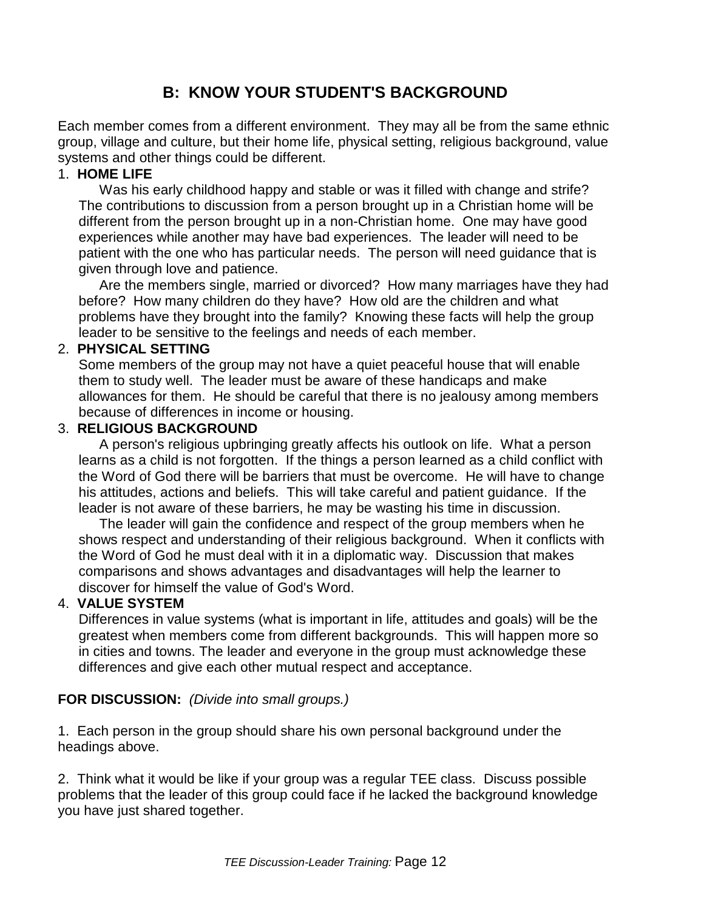## B: KNOW YOUR STUDENT'S BACKGROUND

Each member comes from a different environment. They may all be from the same ethnic group, village and culture, but their home life, physical setting, religious background, value systems and other things could be different.

1. **HOME LIFE**

   Was his early childhood happy and stable or was it filled with change and strife? The contributions to discussion from a person brought up in a Christian home will be different from the person brought up in a non-Christian home. One may have good experiences while another may have bad experiences. The leader will need to be patient with the one who has particular needs. The person will need guidance that is given through love and patience.

   Are the members single, married or divorced? How many marriages have they had before? How many children do they have? How old are the children and what problems have they brought into the family? Knowing these facts will help the group leader to be sensitive to the feelings and needs of each member.

2. **PHYSICAL SETTING**

   Some members of the group may not have a quiet peaceful house that will enable them to study well. The leader must be aware of these handicaps and make allowances for them. He should be careful that there is no jealousy among members because of differences in income or housing.

3. **RELIGIOUS BACKGROUND**

   A person's religious upbringing greatly affects his outlook on life. What a person learns as a child is not forgotten. If the things a person learned as a child conflict with the Word of God there will be barriers that must be overcome. He will have to change his attitudes, actions and beliefs. This will take careful and patient guidance. If the leader is not aware of these barriers, he may be wasting his time in discussion.

   The leader will gain the confidence and respect of the group members when he shows respect and understanding of their religious background. When it conflicts with the Word of God he must deal with it in a diplomatic way. Discussion that makes comparisons and shows advantages and disadvantages will help the learner to discover for himself the value of God's Word.

4. **VALUE SYSTEM**

   Differences in value systems (what is important in life, attitudes and goals) will be the greatest when members come from different backgrounds. This will happen more so in cities and towns. The leader and everyone in the group must acknowledge these differences and give each other mutual respect and acceptance.

**FOR DISCUSSION:** *(Divide into small groups.)*

1. Each person in the group should share his own personal background under the headings above.

2. Think what it would be like if your group was a regular TEE class. Discuss possible problems that the leader of this group could face if he lacked the background knowledge you have just shared together.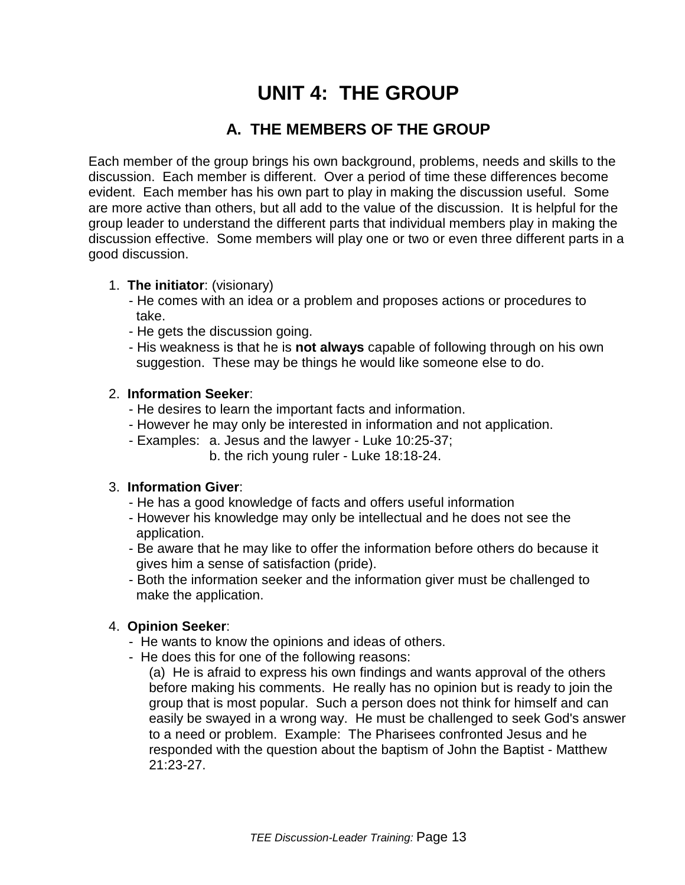# UNIT 4: THE GROUP

## A. THE MEMBERS OF THE GROUP

Each member of the group brings his own background, problems, needs and skills to the discussion. Each member is different. Over a period of time these differences become evident. Each member has his own part to play in making the discussion useful. Some are more active than others, but all add to the value of the discussion. It is helpful for the group leader to understand the different parts that individual members play in making the discussion effective. Some members will play one or two or even three different parts in a good discussion.

1. **The initiator**: (visionary)
   - He comes with an idea or a problem and proposes actions or procedures to take.
   - He gets the discussion going.
   - His weakness is that he is **not always** capable of following through on his own suggestion. These may be things he would like someone else to do.

2. **Information Seeker**:
   - He desires to learn the important facts and information.
   - However he may only be interested in information and not application.
   - Examples: a. Jesus and the lawyer - Luke 10:25-37;
     b. the rich young ruler - Luke 18:18-24.

3. **Information Giver**:
   - He has a good knowledge of facts and offers useful information
   - However his knowledge may only be intellectual and he does not see the application.
   - Be aware that he may like to offer the information before others do because it gives him a sense of satisfaction (pride).
   - Both the information seeker and the information giver must be challenged to make the application.

4. **Opinion Seeker**:
   - He wants to know the opinions and ideas of others.
   - He does this for one of the following reasons:

     (a) He is afraid to express his own findings and wants approval of the others before making his comments. He really has no opinion but is ready to join the group that is most popular. Such a person does not think for himself and can easily be swayed in a wrong way. He must be challenged to seek God's answer to a need or problem. Example: The Pharisees confronted Jesus and he responded with the question about the baptism of John the Baptist - Matthew 21:23-27.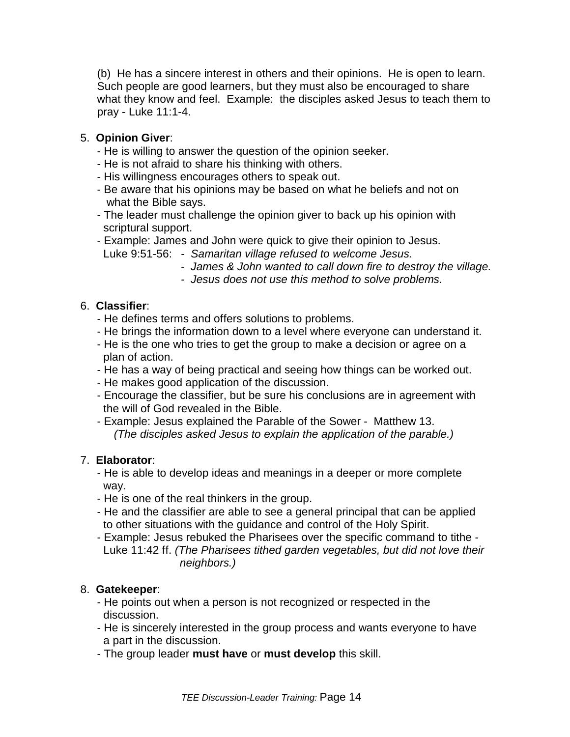(b) He has a sincere interest in others and their opinions. He is open to learn. Such people are good learners, but they must also be encouraged to share what they know and feel. Example: the disciples asked Jesus to teach them to pray - Luke 11:1-4.

5. **Opinion Giver**:
   - He is willing to answer the question of the opinion seeker.
   - He is not afraid to share his thinking with others.
   - His willingness encourages others to speak out.
   - Be aware that his opinions may be based on what he beliefs and not on what the Bible says.
   - The leader must challenge the opinion giver to back up his opinion with scriptural support.
   - Example: James and John were quick to give their opinion to Jesus.
     Luke 9:51-56:
       - *Samaritan village refused to welcome Jesus.*
       - *James & John wanted to call down fire to destroy the village.*
       - *Jesus does not use this method to solve problems.*

6. **Classifier**:
   - He defines terms and offers solutions to problems.
   - He brings the information down to a level where everyone can understand it.
   - He is the one who tries to get the group to make a decision or agree on a plan of action.
   - He has a way of being practical and seeing how things can be worked out.
   - He makes good application of the discussion.
   - Encourage the classifier, but be sure his conclusions are in agreement with the will of God revealed in the Bible.
   - Example: Jesus explained the Parable of the Sower - Matthew 13.
     *(The disciples asked Jesus to explain the application of the parable.)*

7. **Elaborator**:
   - He is able to develop ideas and meanings in a deeper or more complete way.
   - He is one of the real thinkers in the group.
   - He and the classifier are able to see a general principal that can be applied to other situations with the guidance and control of the Holy Spirit.
   - Example: Jesus rebuked the Pharisees over the specific command to tithe - Luke 11:42 ff. *(The Pharisees tithed garden vegetables, but did not love their neighbors.)*

8. **Gatekeeper**:
   - He points out when a person is not recognized or respected in the discussion.
   - He is sincerely interested in the group process and wants everyone to have a part in the discussion.
   - The group leader **must have** or **must develop** this skill.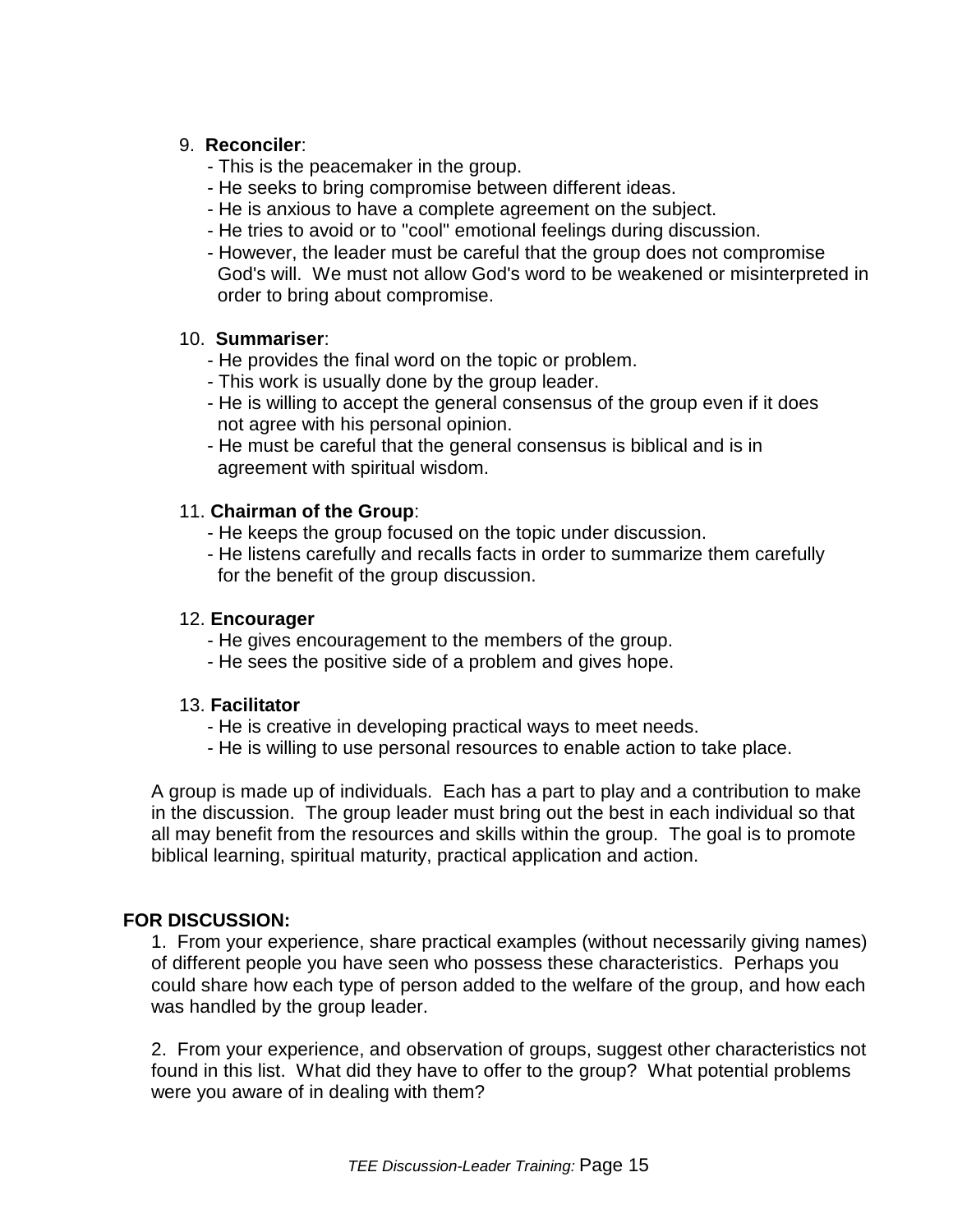9. **Reconciler**:
   - This is the peacemaker in the group.
   - He seeks to bring compromise between different ideas.
   - He is anxious to have a complete agreement on the subject.
   - He tries to avoid or to "cool" emotional feelings during discussion.
   - However, the leader must be careful that the group does not compromise God's will. We must not allow God's word to be weakened or misinterpreted in order to bring about compromise.

10. **Summariser**:
    - He provides the final word on the topic or problem.
    - This work is usually done by the group leader.
    - He is willing to accept the general consensus of the group even if it does not agree with his personal opinion.
    - He must be careful that the general consensus is biblical and is in agreement with spiritual wisdom.

11. **Chairman of the Group**:
    - He keeps the group focused on the topic under discussion.
    - He listens carefully and recalls facts in order to summarize them carefully for the benefit of the group discussion.

12. **Encourager**
    - He gives encouragement to the members of the group.
    - He sees the positive side of a problem and gives hope.

13. **Facilitator**
    - He is creative in developing practical ways to meet needs.
    - He is willing to use personal resources to enable action to take place.

A group is made up of individuals. Each has a part to play and a contribution to make in the discussion. The group leader must bring out the best in each individual so that all may benefit from the resources and skills within the group. The goal is to promote biblical learning, spiritual maturity, practical application and action.

**FOR DISCUSSION:**

1. From your experience, share practical examples (without necessarily giving names) of different people you have seen who possess these characteristics. Perhaps you could share how each type of person added to the welfare of the group, and how each was handled by the group leader.

2. From your experience, and observation of groups, suggest other characteristics not found in this list. What did they have to offer to the group? What potential problems were you aware of in dealing with them?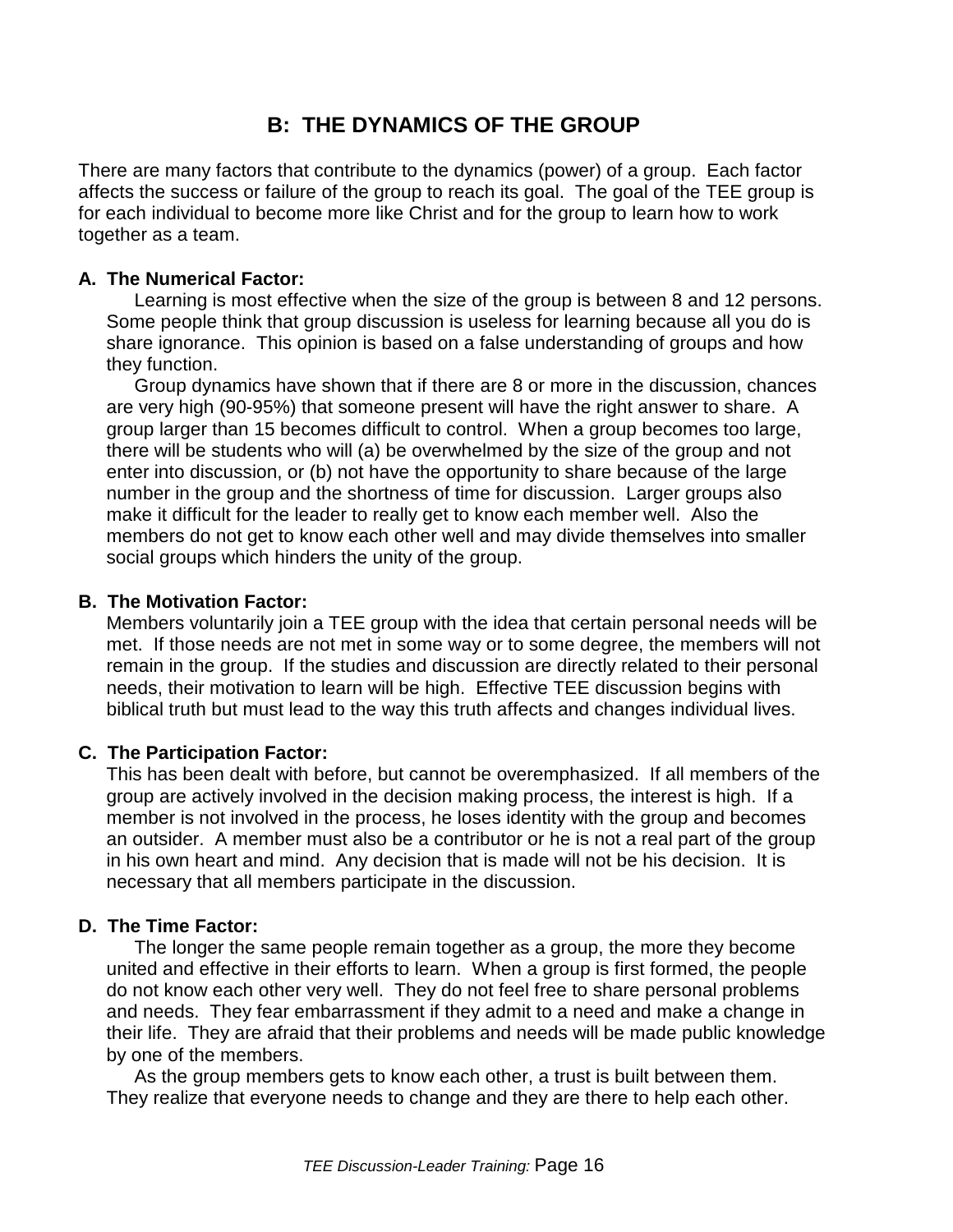## B: THE DYNAMICS OF THE GROUP

There are many factors that contribute to the dynamics (power) of a group. Each factor affects the success or failure of the group to reach its goal. The goal of the TEE group is for each individual to become more like Christ and for the group to learn how to work together as a team.

### A. The Numerical Factor:

Learning is most effective when the size of the group is between 8 and 12 persons. Some people think that group discussion is useless for learning because all you do is share ignorance. This opinion is based on a false understanding of groups and how they function.

Group dynamics have shown that if there are 8 or more in the discussion, chances are very high (90-95%) that someone present will have the right answer to share. A group larger than 15 becomes difficult to control. When a group becomes too large, there will be students who will (a) be overwhelmed by the size of the group and not enter into discussion, or (b) not have the opportunity to share because of the large number in the group and the shortness of time for discussion. Larger groups also make it difficult for the leader to really get to know each member well. Also the members do not get to know each other well and may divide themselves into smaller social groups which hinders the unity of the group.

### B. The Motivation Factor:

Members voluntarily join a TEE group with the idea that certain personal needs will be met. If those needs are not met in some way or to some degree, the members will not remain in the group. If the studies and discussion are directly related to their personal needs, their motivation to learn will be high. Effective TEE discussion begins with biblical truth but must lead to the way this truth affects and changes individual lives.

### C. The Participation Factor:

This has been dealt with before, but cannot be overemphasized. If all members of the group are actively involved in the decision making process, the interest is high. If a member is not involved in the process, he loses identity with the group and becomes an outsider. A member must also be a contributor or he is not a real part of the group in his own heart and mind. Any decision that is made will not be his decision. It is necessary that all members participate in the discussion.

### D. The Time Factor:

The longer the same people remain together as a group, the more they become united and effective in their efforts to learn. When a group is first formed, the people do not know each other very well. They do not feel free to share personal problems and needs. They fear embarrassment if they admit to a need and make a change in their life. They are afraid that their problems and needs will be made public knowledge by one of the members.

As the group members gets to know each other, a trust is built between them. They realize that everyone needs to change and they are there to help each other.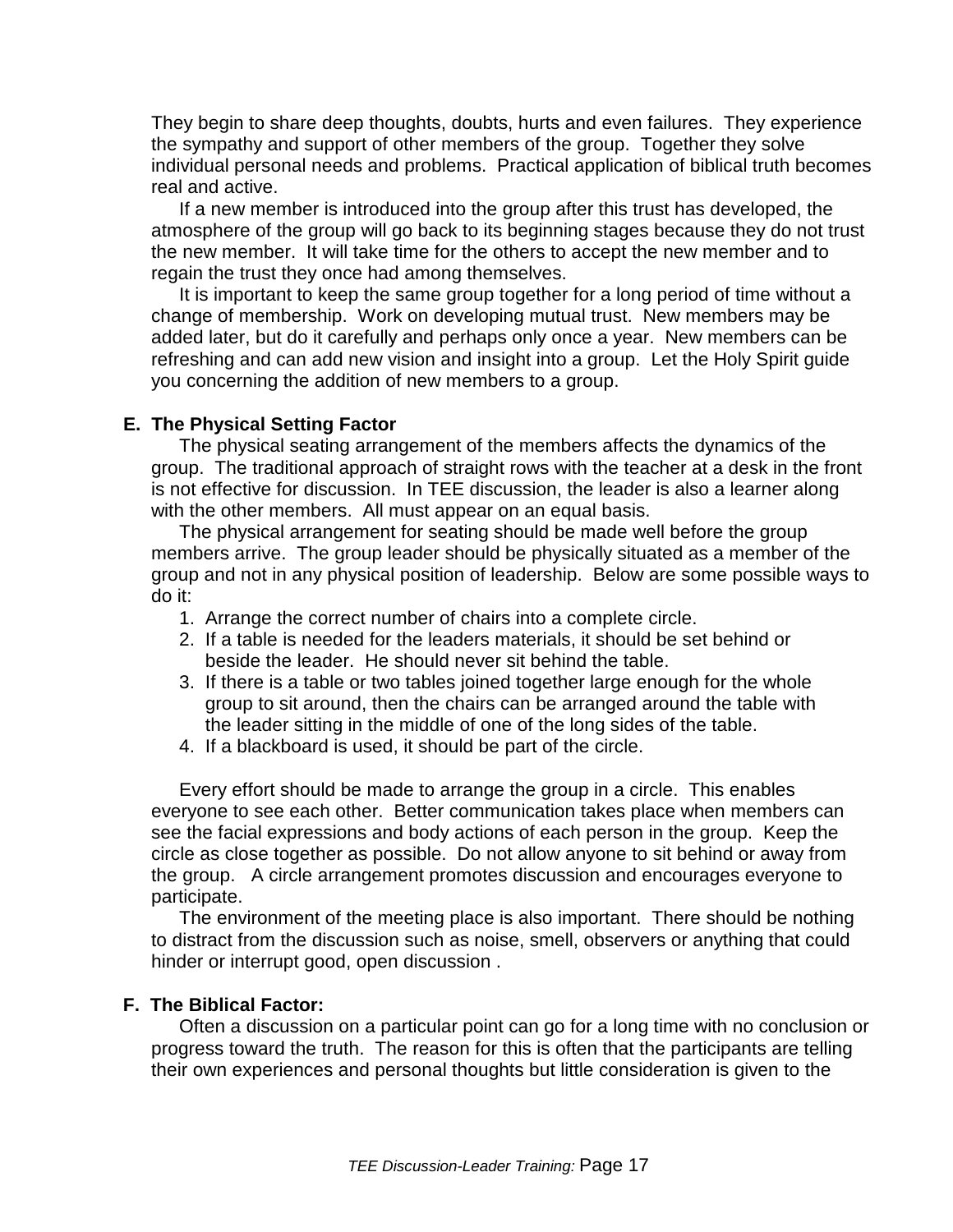They begin to share deep thoughts, doubts, hurts and even failures. They experience the sympathy and support of other members of the group. Together they solve individual personal needs and problems. Practical application of biblical truth becomes real and active.

If a new member is introduced into the group after this trust has developed, the atmosphere of the group will go back to its beginning stages because they do not trust the new member. It will take time for the others to accept the new member and to regain the trust they once had among themselves.

It is important to keep the same group together for a long period of time without a change of membership. Work on developing mutual trust. New members may be added later, but do it carefully and perhaps only once a year. New members can be refreshing and can add new vision and insight into a group. Let the Holy Spirit guide you concerning the addition of new members to a group.

### E. The Physical Setting Factor

The physical seating arrangement of the members affects the dynamics of the group. The traditional approach of straight rows with the teacher at a desk in the front is not effective for discussion. In TEE discussion, the leader is also a learner along with the other members. All must appear on an equal basis.

The physical arrangement for seating should be made well before the group members arrive. The group leader should be physically situated as a member of the group and not in any physical position of leadership. Below are some possible ways to do it:

1. Arrange the correct number of chairs into a complete circle.
2. If a table is needed for the leaders materials, it should be set behind or beside the leader. He should never sit behind the table.
3. If there is a table or two tables joined together large enough for the whole group to sit around, then the chairs can be arranged around the table with the leader sitting in the middle of one of the long sides of the table.
4. If a blackboard is used, it should be part of the circle.

Every effort should be made to arrange the group in a circle. This enables everyone to see each other. Better communication takes place when members can see the facial expressions and body actions of each person in the group. Keep the circle as close together as possible. Do not allow anyone to sit behind or away from the group. A circle arrangement promotes discussion and encourages everyone to participate.

The environment of the meeting place is also important. There should be nothing to distract from the discussion such as noise, smell, observers or anything that could hinder or interrupt good, open discussion .

### F. The Biblical Factor:

Often a discussion on a particular point can go for a long time with no conclusion or progress toward the truth. The reason for this is often that the participants are telling their own experiences and personal thoughts but little consideration is given to the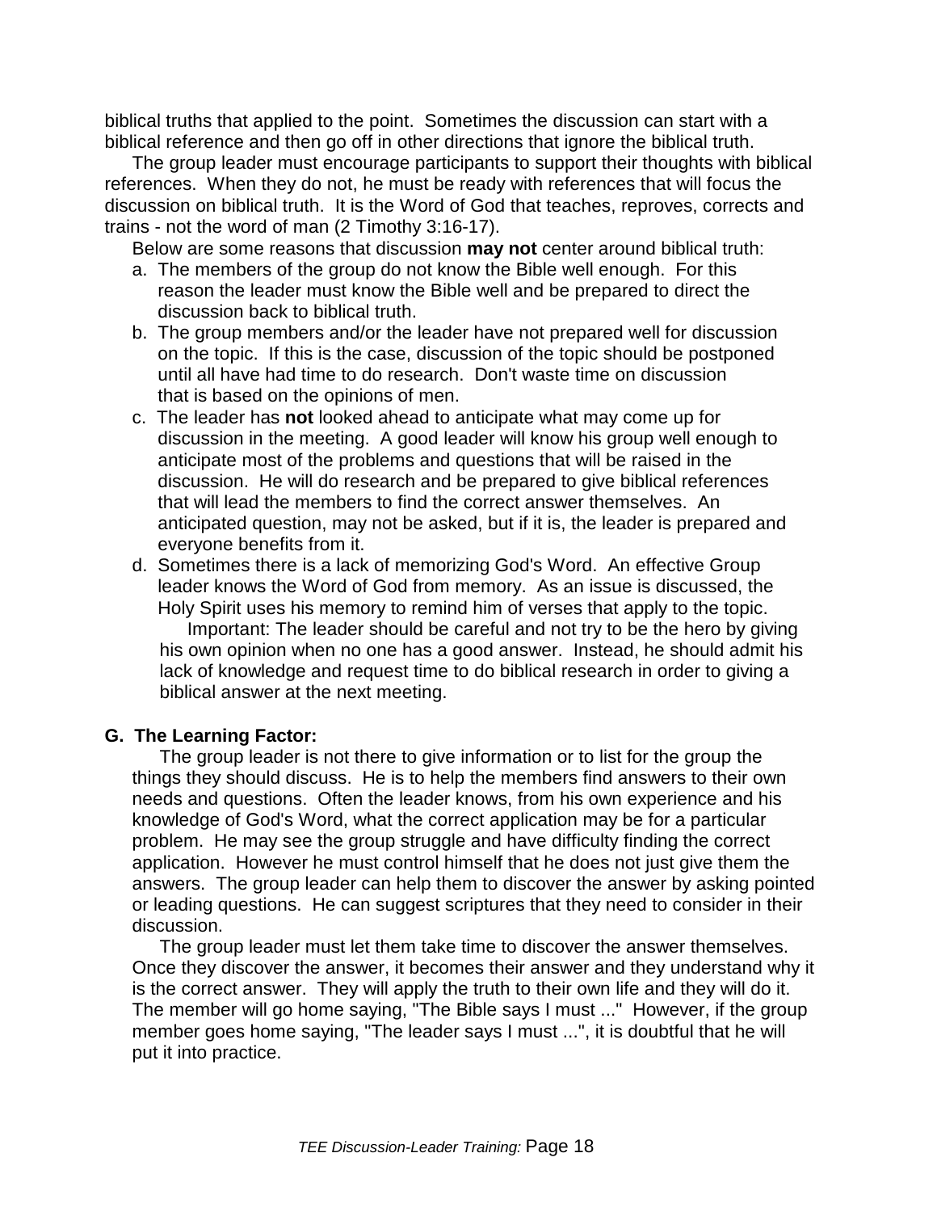biblical truths that applied to the point. Sometimes the discussion can start with a biblical reference and then go off in other directions that ignore the biblical truth.

The group leader must encourage participants to support their thoughts with biblical references. When they do not, he must be ready with references that will focus the discussion on biblical truth. It is the Word of God that teaches, reproves, corrects and trains - not the word of man (2 Timothy 3:16-17).

Below are some reasons that discussion **may not** center around biblical truth:

a. The members of the group do not know the Bible well enough. For this reason the leader must know the Bible well and be prepared to direct the discussion back to biblical truth.
b. The group members and/or the leader have not prepared well for discussion on the topic. If this is the case, discussion of the topic should be postponed until all have had time to do research. Don't waste time on discussion that is based on the opinions of men.
c. The leader has **not** looked ahead to anticipate what may come up for discussion in the meeting. A good leader will know his group well enough to anticipate most of the problems and questions that will be raised in the discussion. He will do research and be prepared to give biblical references that will lead the members to find the correct answer themselves. An anticipated question, may not be asked, but if it is, the leader is prepared and everyone benefits from it.
d. Sometimes there is a lack of memorizing God's Word. An effective Group leader knows the Word of God from memory. As an issue is discussed, the Holy Spirit uses his memory to remind him of verses that apply to the topic.

   Important: The leader should be careful and not try to be the hero by giving his own opinion when no one has a good answer. Instead, he should admit his lack of knowledge and request time to do biblical research in order to giving a biblical answer at the next meeting.

## G. The Learning Factor:

The group leader is not there to give information or to list for the group the things they should discuss. He is to help the members find answers to their own needs and questions. Often the leader knows, from his own experience and his knowledge of God's Word, what the correct application may be for a particular problem. He may see the group struggle and have difficulty finding the correct application. However he must control himself that he does not just give them the answers. The group leader can help them to discover the answer by asking pointed or leading questions. He can suggest scriptures that they need to consider in their discussion.

The group leader must let them take time to discover the answer themselves. Once they discover the answer, it becomes their answer and they understand why it is the correct answer. They will apply the truth to their own life and they will do it. The member will go home saying, "The Bible says I must ..." However, if the group member goes home saying, "The leader says I must ...", it is doubtful that he will put it into practice.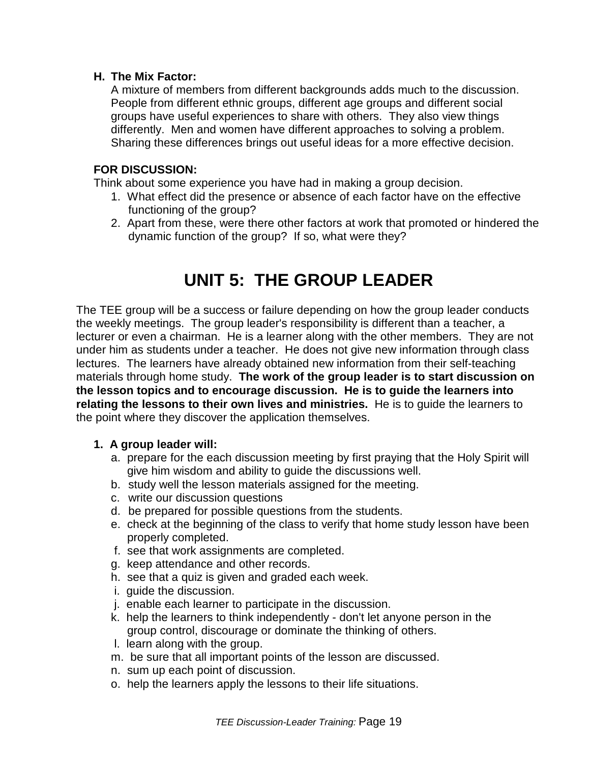**H. The Mix Factor:**

A mixture of members from different backgrounds adds much to the discussion. People from different ethnic groups, different age groups and different social groups have useful experiences to share with others. They also view things differently. Men and women have different approaches to solving a problem. Sharing these differences brings out useful ideas for a more effective decision.

**FOR DISCUSSION:**

Think about some experience you have had in making a group decision.

1. What effect did the presence or absence of each factor have on the effective functioning of the group?
2. Apart from these, were there other factors at work that promoted or hindered the dynamic function of the group? If so, what were they?

# UNIT 5: THE GROUP LEADER

The TEE group will be a success or failure depending on how the group leader conducts the weekly meetings. The group leader's responsibility is different than a teacher, a lecturer or even a chairman. He is a learner along with the other members. They are not under him as students under a teacher. He does not give new information through class lectures. The learners have already obtained new information from their self-teaching materials through home study. **The work of the group leader is to start discussion on the lesson topics and to encourage discussion. He is to guide the learners into relating the lessons to their own lives and ministries.** He is to guide the learners to the point where they discover the application themselves.

**1. A group leader will:**

a. prepare for the each discussion meeting by first praying that the Holy Spirit will give him wisdom and ability to guide the discussions well.
b. study well the lesson materials assigned for the meeting.
c. write our discussion questions
d. be prepared for possible questions from the students.
e. check at the beginning of the class to verify that home study lesson have been properly completed.
f. see that work assignments are completed.
g. keep attendance and other records.
h. see that a quiz is given and graded each week.
i. guide the discussion.
j. enable each learner to participate in the discussion.
k. help the learners to think independently - don't let anyone person in the group control, discourage or dominate the thinking of others.
l. learn along with the group.
m. be sure that all important points of the lesson are discussed.
n. sum up each point of discussion.
o. help the learners apply the lessons to their life situations.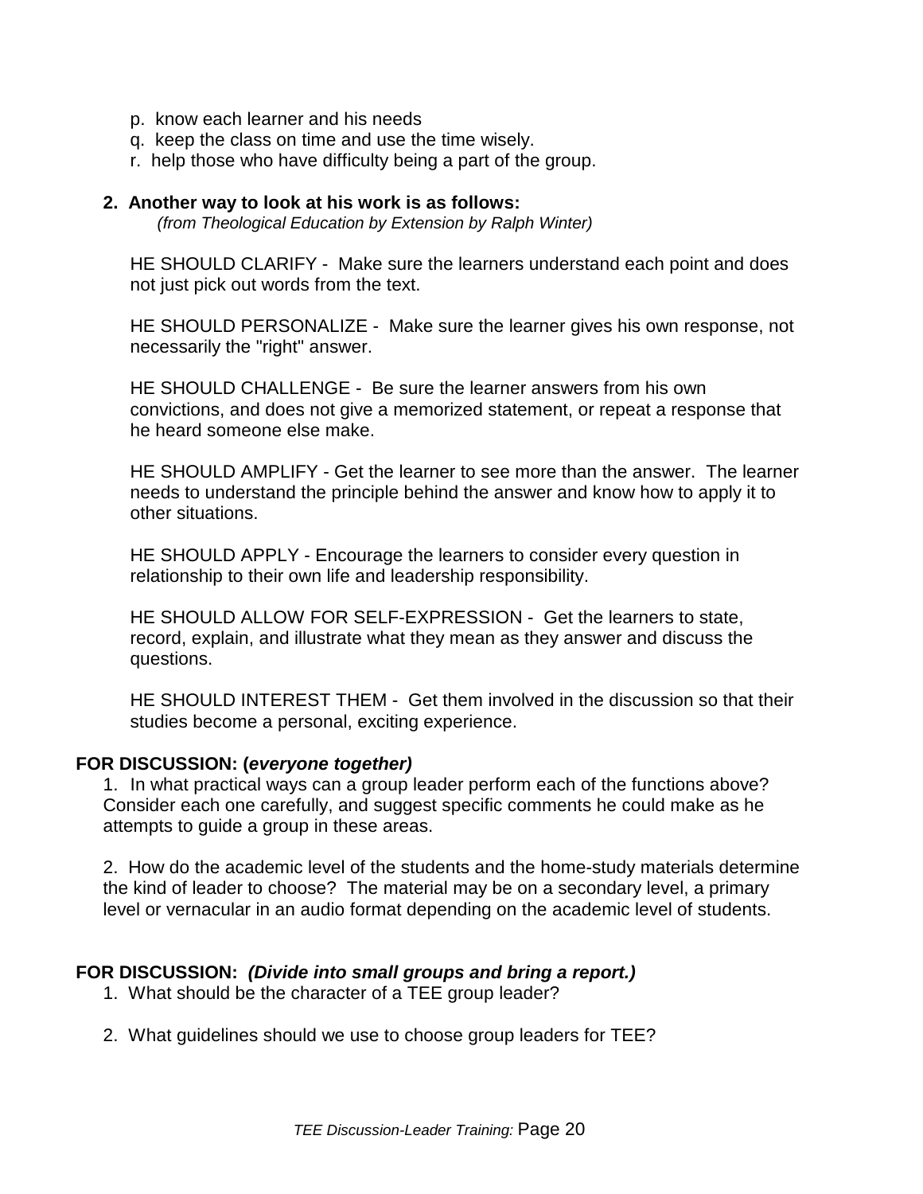p. know each learner and his needs
q. keep the class on time and use the time wisely.
r. help those who have difficulty being a part of the group.

**2. Another way to look at his work is as follows:**
*(from Theological Education by Extension by Ralph Winter)*

HE SHOULD CLARIFY - Make sure the learners understand each point and does not just pick out words from the text.

HE SHOULD PERSONALIZE - Make sure the learner gives his own response, not necessarily the "right" answer.

HE SHOULD CHALLENGE - Be sure the learner answers from his own convictions, and does not give a memorized statement, or repeat a response that he heard someone else make.

HE SHOULD AMPLIFY - Get the learner to see more than the answer. The learner needs to understand the principle behind the answer and know how to apply it to other situations.

HE SHOULD APPLY - Encourage the learners to consider every question in relationship to their own life and leadership responsibility.

HE SHOULD ALLOW FOR SELF-EXPRESSION - Get the learners to state, record, explain, and illustrate what they mean as they answer and discuss the questions.

HE SHOULD INTEREST THEM - Get them involved in the discussion so that their studies become a personal, exciting experience.

**FOR DISCUSSION: (*everyone together*)**

1. In what practical ways can a group leader perform each of the functions above? Consider each one carefully, and suggest specific comments he could make as he attempts to guide a group in these areas.

2. How do the academic level of the students and the home-study materials determine the kind of leader to choose? The material may be on a secondary level, a primary level or vernacular in an audio format depending on the academic level of students.

**FOR DISCUSSION: *(Divide into small groups and bring a report.)***

1. What should be the character of a TEE group leader?

2. What guidelines should we use to choose group leaders for TEE?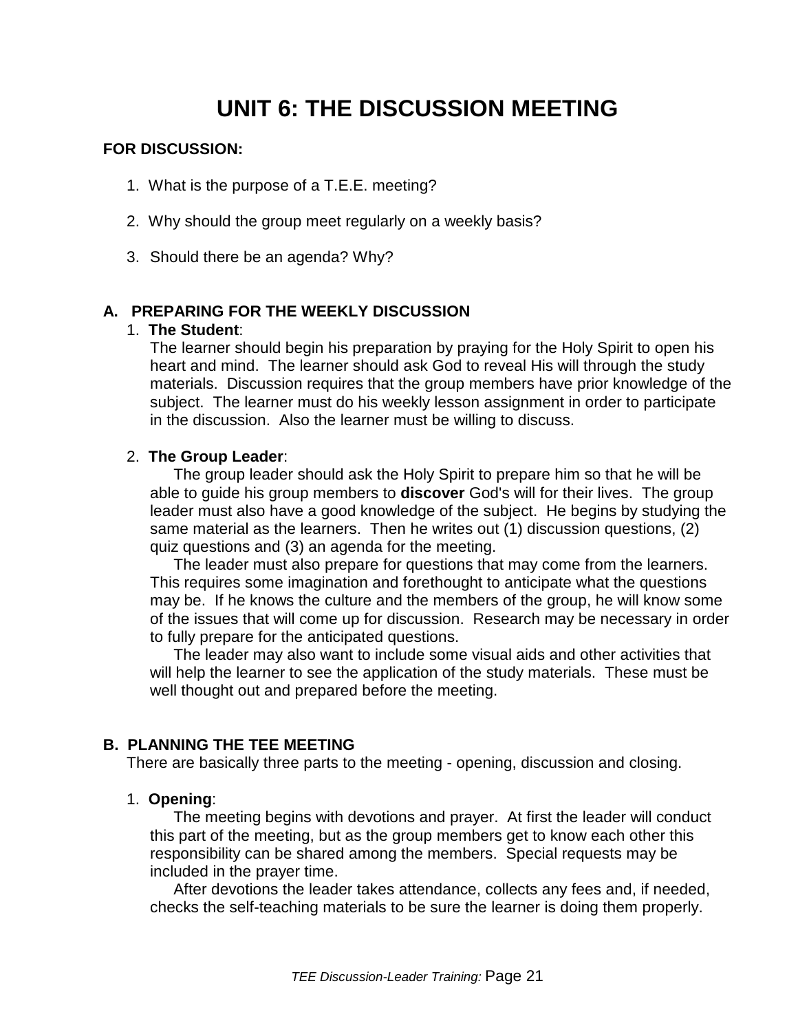# UNIT 6: THE DISCUSSION MEETING

**FOR DISCUSSION:**

1. What is the purpose of a T.E.E. meeting?
2. Why should the group meet regularly on a weekly basis?
3. Should there be an agenda? Why?

## A. PREPARING FOR THE WEEKLY DISCUSSION

1. **The Student**:

The learner should begin his preparation by praying for the Holy Spirit to open his heart and mind. The learner should ask God to reveal His will through the study materials. Discussion requires that the group members have prior knowledge of the subject. The learner must do his weekly lesson assignment in order to participate in the discussion. Also the learner must be willing to discuss.

2. **The Group Leader**:

The group leader should ask the Holy Spirit to prepare him so that he will be able to guide his group members to **discover** God's will for their lives. The group leader must also have a good knowledge of the subject. He begins by studying the same material as the learners. Then he writes out (1) discussion questions, (2) quiz questions and (3) an agenda for the meeting.

The leader must also prepare for questions that may come from the learners. This requires some imagination and forethought to anticipate what the questions may be. If he knows the culture and the members of the group, he will know some of the issues that will come up for discussion. Research may be necessary in order to fully prepare for the anticipated questions.

The leader may also want to include some visual aids and other activities that will help the learner to see the application of the study materials. These must be well thought out and prepared before the meeting.

## B. PLANNING THE TEE MEETING

There are basically three parts to the meeting - opening, discussion and closing.

1. **Opening**:

The meeting begins with devotions and prayer. At first the leader will conduct this part of the meeting, but as the group members get to know each other this responsibility can be shared among the members. Special requests may be included in the prayer time.

After devotions the leader takes attendance, collects any fees and, if needed, checks the self-teaching materials to be sure the learner is doing them properly.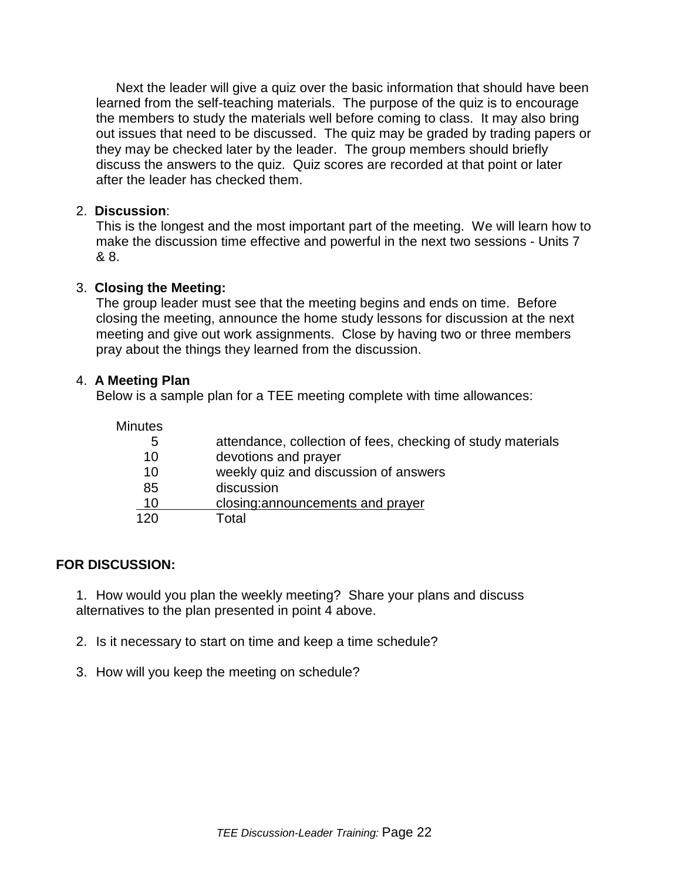Next the leader will give a quiz over the basic information that should have been learned from the self-teaching materials. The purpose of the quiz is to encourage the members to study the materials well before coming to class. It may also bring out issues that need to be discussed. The quiz may be graded by trading papers or they may be checked later by the leader. The group members should briefly discuss the answers to the quiz. Quiz scores are recorded at that point or later after the leader has checked them.

2. **Discussion**:
This is the longest and the most important part of the meeting. We will learn how to make the discussion time effective and powerful in the next two sessions - Units 7 & 8.

3. **Closing the Meeting:**
The group leader must see that the meeting begins and ends on time. Before closing the meeting, announce the home study lessons for discussion at the next meeting and give out work assignments. Close by having two or three members pray about the things they learned from the discussion.

4. **A Meeting Plan**
Below is a sample plan for a TEE meeting complete with time allowances:

| Minutes | |
|---|---|
| 5 | attendance, collection of fees, checking of study materials |
| 10 | devotions and prayer |
| 10 | weekly quiz and discussion of answers |
| 85 | discussion |
| 10 | closing:announcements and prayer |
| 120 | Total |

**FOR DISCUSSION:**

1. How would you plan the weekly meeting? Share your plans and discuss alternatives to the plan presented in point 4 above.

2. Is it necessary to start on time and keep a time schedule?

3. How will you keep the meeting on schedule?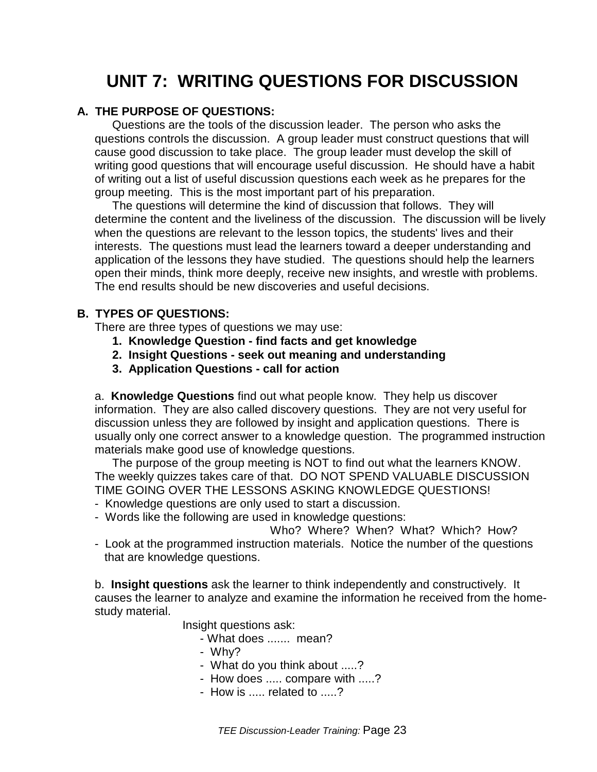# UNIT 7: WRITING QUESTIONS FOR DISCUSSION

## A. THE PURPOSE OF QUESTIONS:

Questions are the tools of the discussion leader. The person who asks the questions controls the discussion. A group leader must construct questions that will cause good discussion to take place. The group leader must develop the skill of writing good questions that will encourage useful discussion. He should have a habit of writing out a list of useful discussion questions each week as he prepares for the group meeting. This is the most important part of his preparation.

The questions will determine the kind of discussion that follows. They will determine the content and the liveliness of the discussion. The discussion will be lively when the questions are relevant to the lesson topics, the students' lives and their interests. The questions must lead the learners toward a deeper understanding and application of the lessons they have studied. The questions should help the learners open their minds, think more deeply, receive new insights, and wrestle with problems. The end results should be new discoveries and useful decisions.

## B. TYPES OF QUESTIONS:

There are three types of questions we may use:

1. **Knowledge Question - find facts and get knowledge**
2. **Insight Questions - seek out meaning and understanding**
3. **Application Questions - call for action**

a. **Knowledge Questions** find out what people know. They help us discover information. They are also called discovery questions. They are not very useful for discussion unless they are followed by insight and application questions. There is usually only one correct answer to a knowledge question. The programmed instruction materials make good use of knowledge questions.

The purpose of the group meeting is NOT to find out what the learners KNOW. The weekly quizzes takes care of that. DO NOT SPEND VALUABLE DISCUSSION TIME GOING OVER THE LESSONS ASKING KNOWLEDGE QUESTIONS!

- Knowledge questions are only used to start a discussion.
- Words like the following are used in knowledge questions:

  Who? Where? When? What? Which? How?
- Look at the programmed instruction materials. Notice the number of the questions that are knowledge questions.

b. **Insight questions** ask the learner to think independently and constructively. It causes the learner to analyze and examine the information he received from the home-study material.

Insight questions ask:

- What does ....... mean?
- Why?
- What do you think about .....?
- How does ..... compare with .....?
- How is ..... related to .....?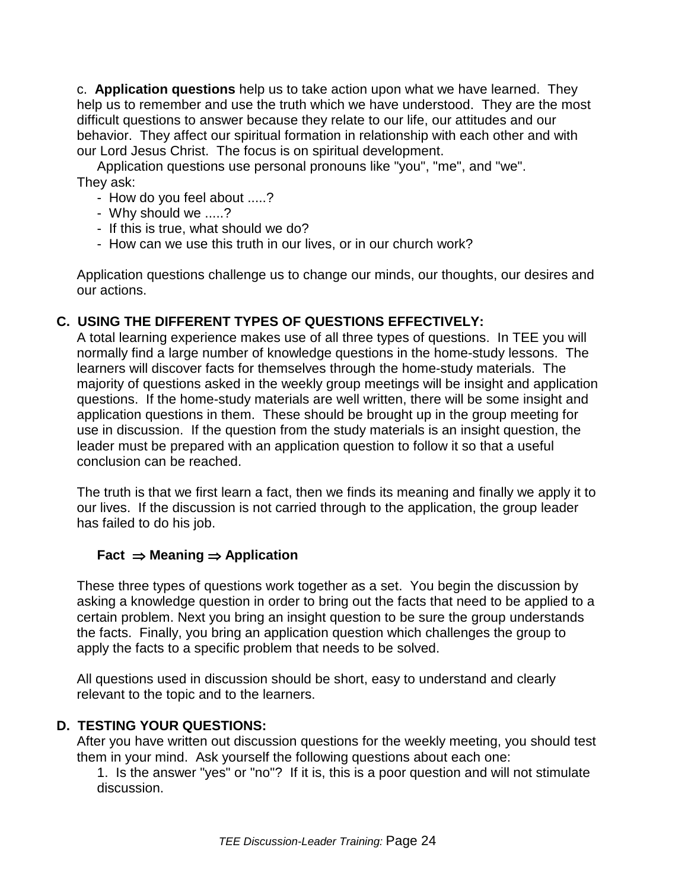c. **Application questions** help us to take action upon what we have learned. They help us to remember and use the truth which we have understood. They are the most difficult questions to answer because they relate to our life, our attitudes and our behavior. They affect our spiritual formation in relationship with each other and with our Lord Jesus Christ. The focus is on spiritual development.

Application questions use personal pronouns like "you", "me", and "we". They ask:

- How do you feel about .....?
- Why should we .....?
- If this is true, what should we do?
- How can we use this truth in our lives, or in our church work?

Application questions challenge us to change our minds, our thoughts, our desires and our actions.

## C. USING THE DIFFERENT TYPES OF QUESTIONS EFFECTIVELY:

A total learning experience makes use of all three types of questions. In TEE you will normally find a large number of knowledge questions in the home-study lessons. The learners will discover facts for themselves through the home-study materials. The majority of questions asked in the weekly group meetings will be insight and application questions. If the home-study materials are well written, there will be some insight and application questions in them. These should be brought up in the group meeting for use in discussion. If the question from the study materials is an insight question, the leader must be prepared with an application question to follow it so that a useful conclusion can be reached.

The truth is that we first learn a fact, then we finds its meaning and finally we apply it to our lives. If the discussion is not carried through to the application, the group leader has failed to do his job.

**Fact ⇒ Meaning ⇒ Application**

These three types of questions work together as a set. You begin the discussion by asking a knowledge question in order to bring out the facts that need to be applied to a certain problem. Next you bring an insight question to be sure the group understands the facts. Finally, you bring an application question which challenges the group to apply the facts to a specific problem that needs to be solved.

All questions used in discussion should be short, easy to understand and clearly relevant to the topic and to the learners.

## D. TESTING YOUR QUESTIONS:

After you have written out discussion questions for the weekly meeting, you should test them in your mind. Ask yourself the following questions about each one:

1. Is the answer "yes" or "no"? If it is, this is a poor question and will not stimulate discussion.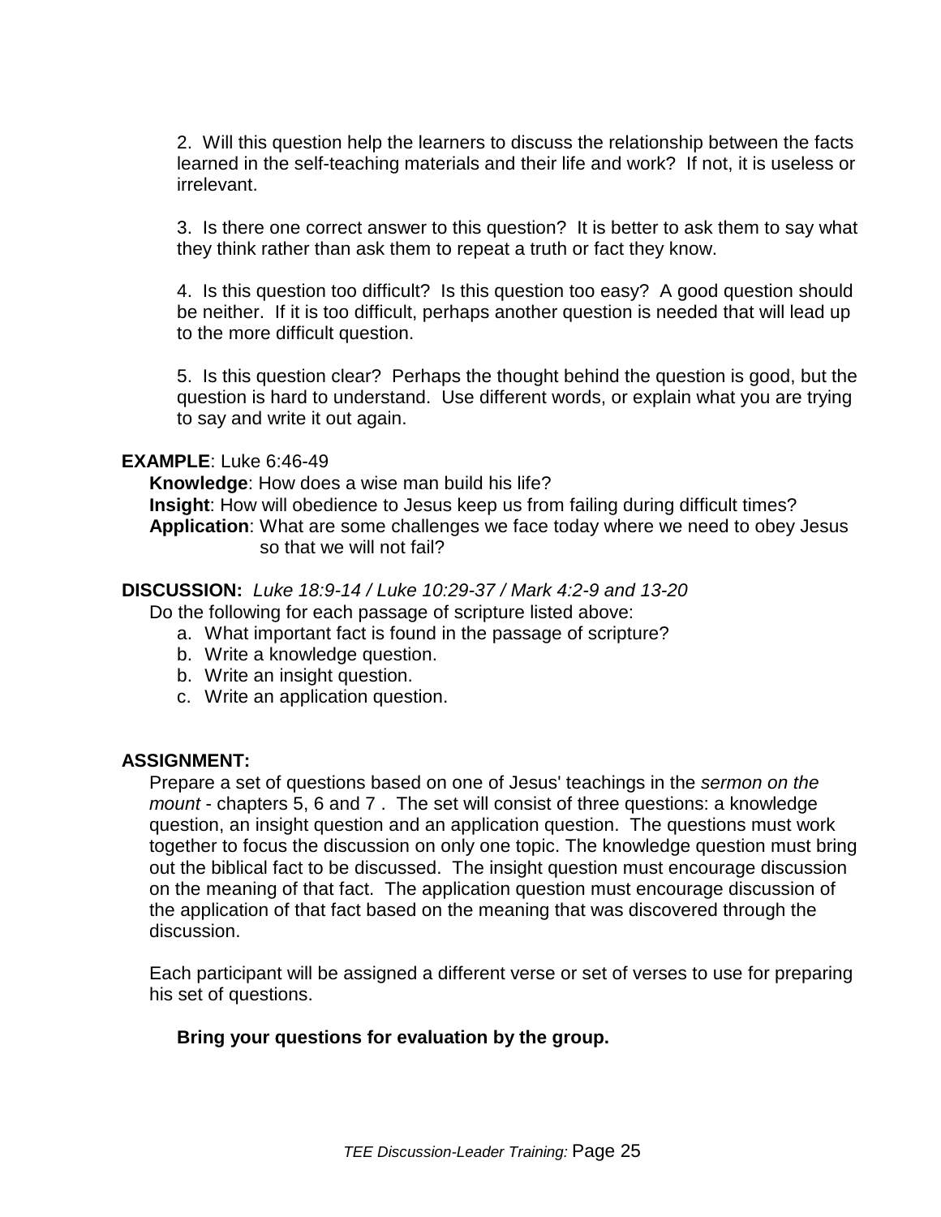2. Will this question help the learners to discuss the relationship between the facts learned in the self-teaching materials and their life and work? If not, it is useless or irrelevant.

3. Is there one correct answer to this question? It is better to ask them to say what they think rather than ask them to repeat a truth or fact they know.

4. Is this question too difficult? Is this question too easy? A good question should be neither. If it is too difficult, perhaps another question is needed that will lead up to the more difficult question.

5. Is this question clear? Perhaps the thought behind the question is good, but the question is hard to understand. Use different words, or explain what you are trying to say and write it out again.

**EXAMPLE**: Luke 6:46-49

**Knowledge**: How does a wise man build his life?
**Insight**: How will obedience to Jesus keep us from failing during difficult times?
**Application**: What are some challenges we face today where we need to obey Jesus so that we will not fail?

**DISCUSSION:** *Luke 18:9-14 / Luke 10:29-37 / Mark 4:2-9 and 13-20*

Do the following for each passage of scripture listed above:

a. What important fact is found in the passage of scripture?
b. Write a knowledge question.
b. Write an insight question.
c. Write an application question.

**ASSIGNMENT:**

Prepare a set of questions based on one of Jesus' teachings in the *sermon on the mount* - chapters 5, 6 and 7 . The set will consist of three questions: a knowledge question, an insight question and an application question. The questions must work together to focus the discussion on only one topic. The knowledge question must bring out the biblical fact to be discussed. The insight question must encourage discussion on the meaning of that fact. The application question must encourage discussion of the application of that fact based on the meaning that was discovered through the discussion.

Each participant will be assigned a different verse or set of verses to use for preparing his set of questions.

**Bring your questions for evaluation by the group.**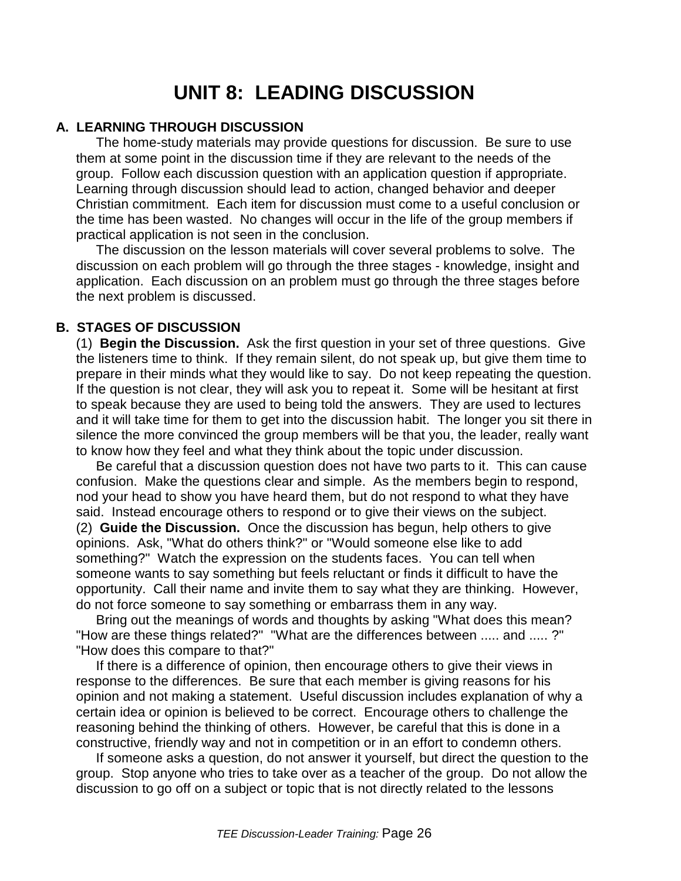# UNIT 8: LEADING DISCUSSION

## A. LEARNING THROUGH DISCUSSION

The home-study materials may provide questions for discussion. Be sure to use them at some point in the discussion time if they are relevant to the needs of the group. Follow each discussion question with an application question if appropriate. Learning through discussion should lead to action, changed behavior and deeper Christian commitment. Each item for discussion must come to a useful conclusion or the time has been wasted. No changes will occur in the life of the group members if practical application is not seen in the conclusion.

The discussion on the lesson materials will cover several problems to solve. The discussion on each problem will go through the three stages - knowledge, insight and application. Each discussion on an problem must go through the three stages before the next problem is discussed.

## B. STAGES OF DISCUSSION

(1) **Begin the Discussion.** Ask the first question in your set of three questions. Give the listeners time to think. If they remain silent, do not speak up, but give them time to prepare in their minds what they would like to say. Do not keep repeating the question. If the question is not clear, they will ask you to repeat it. Some will be hesitant at first to speak because they are used to being told the answers. They are used to lectures and it will take time for them to get into the discussion habit. The longer you sit there in silence the more convinced the group members will be that you, the leader, really want to know how they feel and what they think about the topic under discussion.

Be careful that a discussion question does not have two parts to it. This can cause confusion. Make the questions clear and simple. As the members begin to respond, nod your head to show you have heard them, but do not respond to what they have said. Instead encourage others to respond or to give their views on the subject.

(2) **Guide the Discussion.** Once the discussion has begun, help others to give opinions. Ask, "What do others think?" or "Would someone else like to add something?" Watch the expression on the students faces. You can tell when someone wants to say something but feels reluctant or finds it difficult to have the opportunity. Call their name and invite them to say what they are thinking. However, do not force someone to say something or embarrass them in any way.

Bring out the meanings of words and thoughts by asking "What does this mean? "How are these things related?" "What are the differences between ..... and ..... ?" "How does this compare to that?"

If there is a difference of opinion, then encourage others to give their views in response to the differences. Be sure that each member is giving reasons for his opinion and not making a statement. Useful discussion includes explanation of why a certain idea or opinion is believed to be correct. Encourage others to challenge the reasoning behind the thinking of others. However, be careful that this is done in a constructive, friendly way and not in competition or in an effort to condemn others.

If someone asks a question, do not answer it yourself, but direct the question to the group. Stop anyone who tries to take over as a teacher of the group. Do not allow the discussion to go off on a subject or topic that is not directly related to the lessons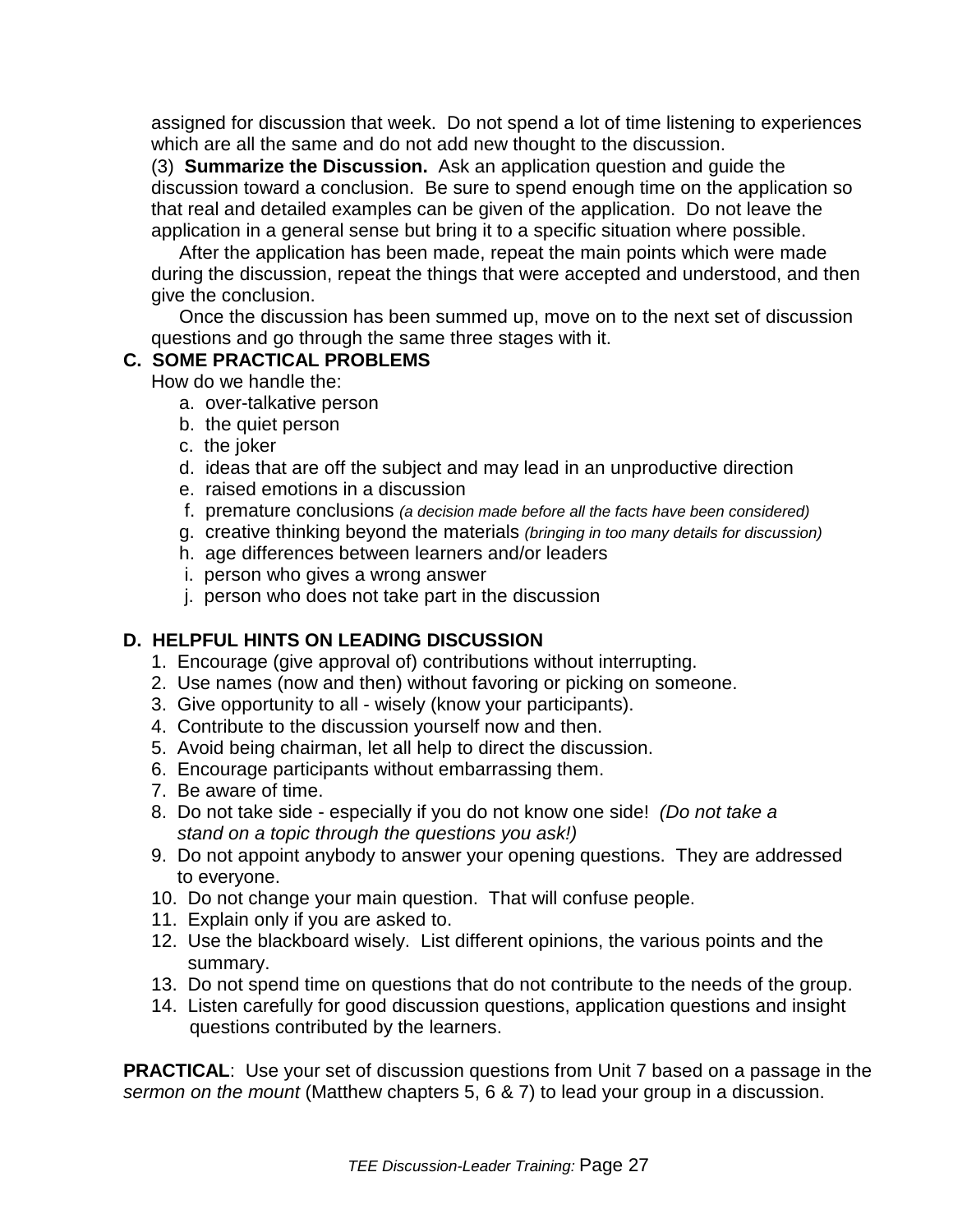assigned for discussion that week. Do not spend a lot of time listening to experiences which are all the same and do not add new thought to the discussion.

(3) **Summarize the Discussion.** Ask an application question and guide the discussion toward a conclusion. Be sure to spend enough time on the application so that real and detailed examples can be given of the application. Do not leave the application in a general sense but bring it to a specific situation where possible.

After the application has been made, repeat the main points which were made during the discussion, repeat the things that were accepted and understood, and then give the conclusion.

Once the discussion has been summed up, move on to the next set of discussion questions and go through the same three stages with it.

## C. SOME PRACTICAL PROBLEMS

How do we handle the:

a. over-talkative person
b. the quiet person
c. the joker
d. ideas that are off the subject and may lead in an unproductive direction
e. raised emotions in a discussion
f. premature conclusions *(a decision made before all the facts have been considered)*
g. creative thinking beyond the materials *(bringing in too many details for discussion)*
h. age differences between learners and/or leaders
i. person who gives a wrong answer
j. person who does not take part in the discussion

## D. HELPFUL HINTS ON LEADING DISCUSSION

1. Encourage (give approval of) contributions without interrupting.
2. Use names (now and then) without favoring or picking on someone.
3. Give opportunity to all - wisely (know your participants).
4. Contribute to the discussion yourself now and then.
5. Avoid being chairman, let all help to direct the discussion.
6. Encourage participants without embarrassing them.
7. Be aware of time.
8. Do not take side - especially if you do not know one side! *(Do not take a stand on a topic through the questions you ask!)*
9. Do not appoint anybody to answer your opening questions. They are addressed to everyone.
10. Do not change your main question. That will confuse people.
11. Explain only if you are asked to.
12. Use the blackboard wisely. List different opinions, the various points and the summary.
13. Do not spend time on questions that do not contribute to the needs of the group.
14. Listen carefully for good discussion questions, application questions and insight questions contributed by the learners.

**PRACTICAL**: Use your set of discussion questions from Unit 7 based on a passage in the *sermon on the mount* (Matthew chapters 5, 6 & 7) to lead your group in a discussion.